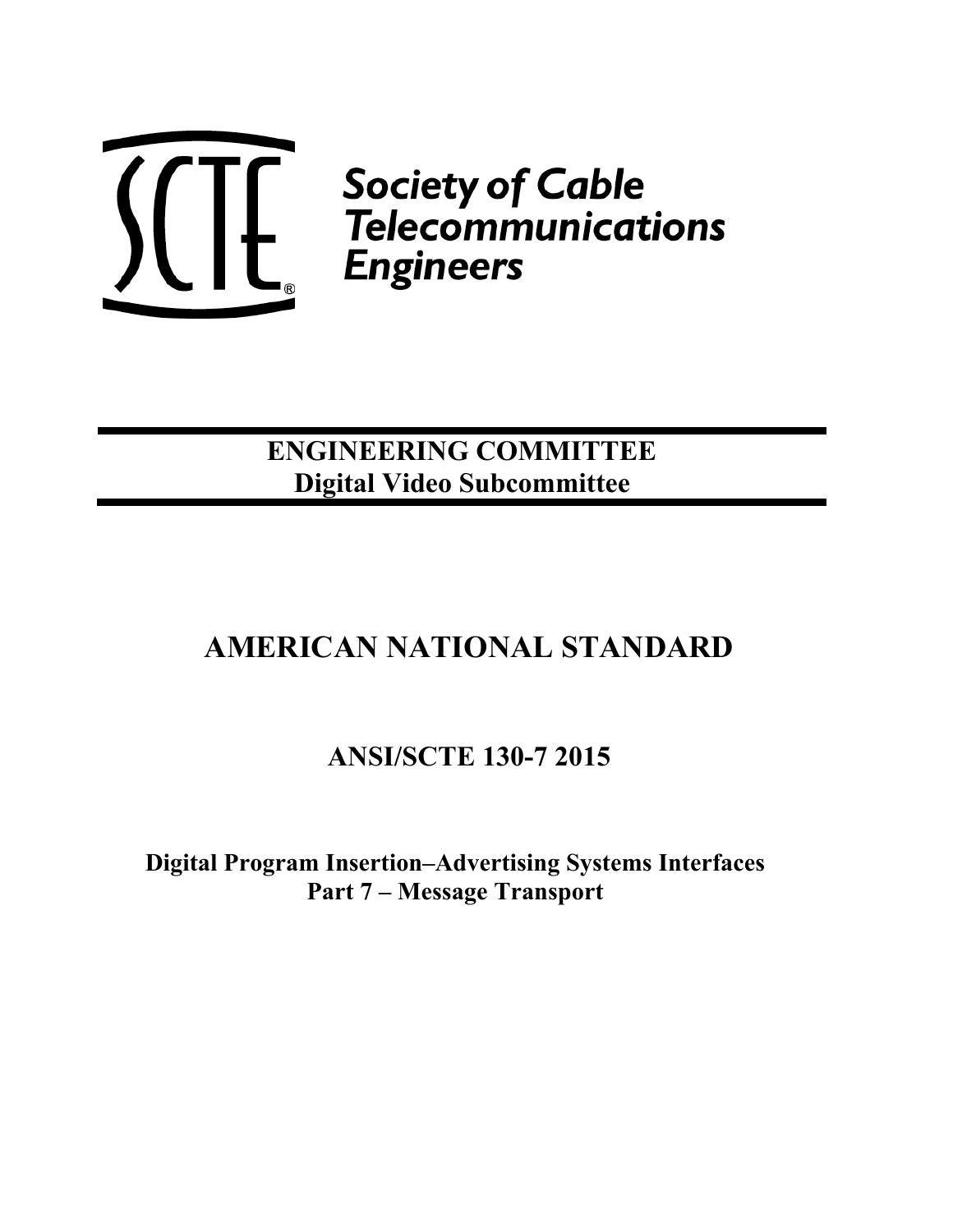Society of Cable Telecommunications Engineers

**ENGINEERING COMMITTEE**
**Digital Video Subcommittee**

# AMERICAN NATIONAL STANDARD

## ANSI/SCTE 130-7 2015

**Digital Program Insertion–Advertising Systems Interfaces**
**Part 7 – Message Transport**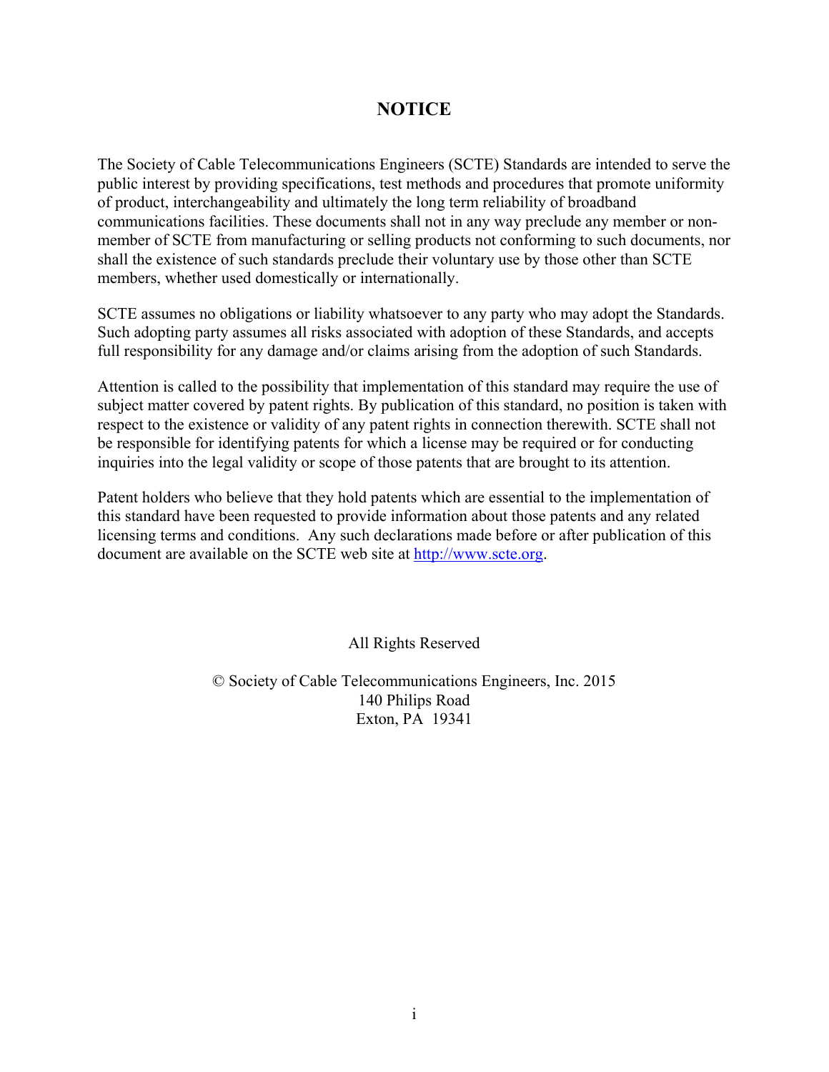# NOTICE

The Society of Cable Telecommunications Engineers (SCTE) Standards are intended to serve the public interest by providing specifications, test methods and procedures that promote uniformity of product, interchangeability and ultimately the long term reliability of broadband communications facilities. These documents shall not in any way preclude any member or non-member of SCTE from manufacturing or selling products not conforming to such documents, nor shall the existence of such standards preclude their voluntary use by those other than SCTE members, whether used domestically or internationally.

SCTE assumes no obligations or liability whatsoever to any party who may adopt the Standards. Such adopting party assumes all risks associated with adoption of these Standards, and accepts full responsibility for any damage and/or claims arising from the adoption of such Standards.

Attention is called to the possibility that implementation of this standard may require the use of subject matter covered by patent rights. By publication of this standard, no position is taken with respect to the existence or validity of any patent rights in connection therewith. SCTE shall not be responsible for identifying patents for which a license may be required or for conducting inquiries into the legal validity or scope of those patents that are brought to its attention.

Patent holders who believe that they hold patents which are essential to the implementation of this standard have been requested to provide information about those patents and any related licensing terms and conditions. Any such declarations made before or after publication of this document are available on the SCTE web site at http://www.scte.org.

All Rights Reserved

© Society of Cable Telecommunications Engineers, Inc. 2015
140 Philips Road
Exton, PA 19341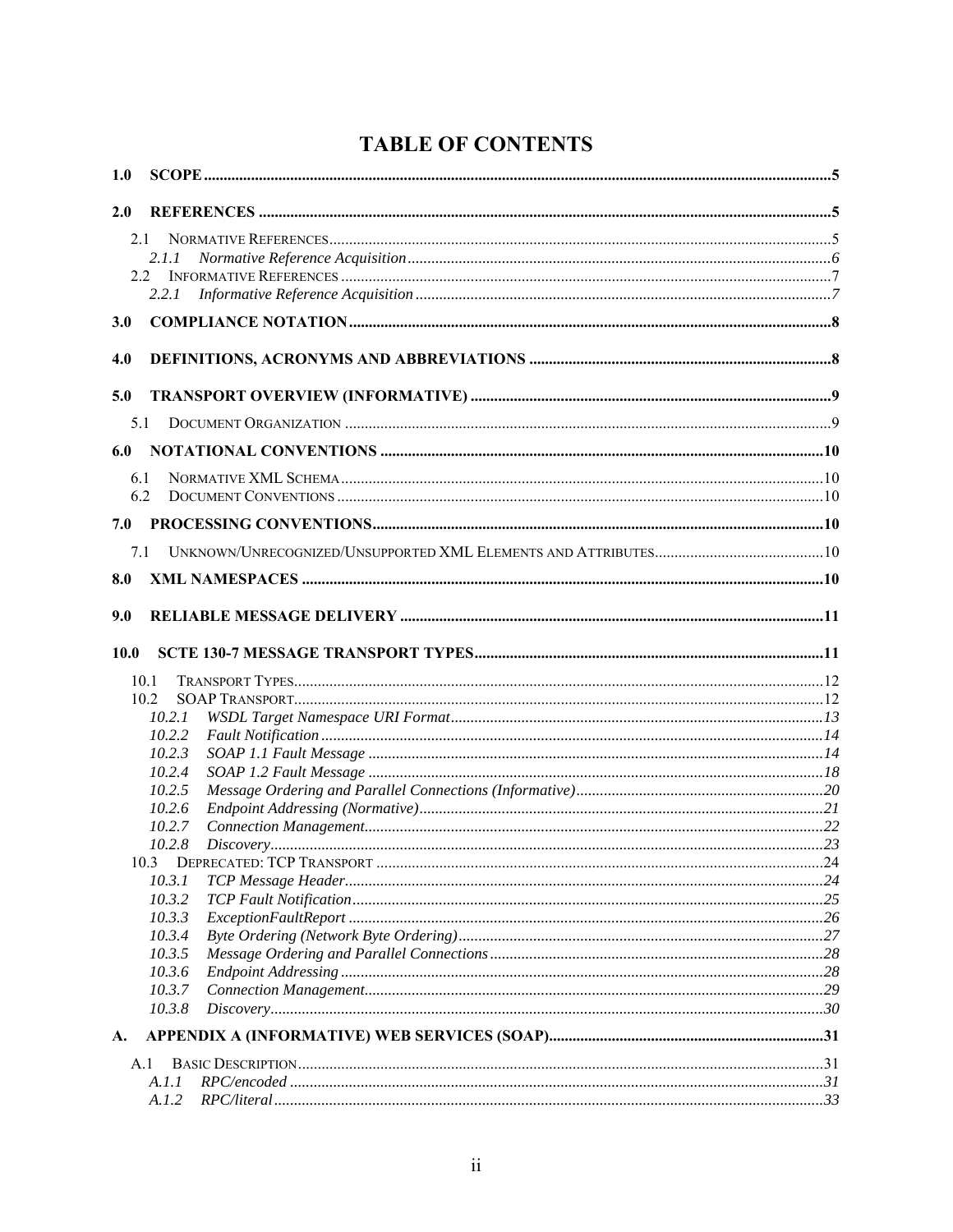# TABLE OF CONTENTS

**1.0 SCOPE** ..... 5

**2.0 REFERENCES** ..... 5

- 2.1 NORMATIVE REFERENCES ..... 5
  - *2.1.1 Normative Reference Acquisition* ..... 6
- 2.2 INFORMATIVE REFERENCES ..... 7
  - *2.2.1 Informative Reference Acquisition* ..... 7

**3.0 COMPLIANCE NOTATION** ..... 8

**4.0 DEFINITIONS, ACRONYMS AND ABBREVIATIONS** ..... 8

**5.0 TRANSPORT OVERVIEW (INFORMATIVE)** ..... 9

- 5.1 DOCUMENT ORGANIZATION ..... 9

**6.0 NOTATIONAL CONVENTIONS** ..... 10

- 6.1 NORMATIVE XML SCHEMA ..... 10
- 6.2 DOCUMENT CONVENTIONS ..... 10

**7.0 PROCESSING CONVENTIONS** ..... 10

- 7.1 UNKNOWN/UNRECOGNIZED/UNSUPPORTED XML ELEMENTS AND ATTRIBUTES ..... 10

**8.0 XML NAMESPACES** ..... 10

**9.0 RELIABLE MESSAGE DELIVERY** ..... 11

**10.0 SCTE 130-7 MESSAGE TRANSPORT TYPES** ..... 11

- 10.1 TRANSPORT TYPES ..... 12
- 10.2 SOAP TRANSPORT ..... 12
  - *10.2.1 WSDL Target Namespace URI Format* ..... 13
  - *10.2.2 Fault Notification* ..... 14
  - *10.2.3 SOAP 1.1 Fault Message* ..... 14
  - *10.2.4 SOAP 1.2 Fault Message* ..... 18
  - *10.2.5 Message Ordering and Parallel Connections (Informative)* ..... 20
  - *10.2.6 Endpoint Addressing (Normative)* ..... 21
  - *10.2.7 Connection Management* ..... 22
  - *10.2.8 Discovery* ..... 23
- 10.3 DEPRECATED: TCP TRANSPORT ..... 24
  - *10.3.1 TCP Message Header* ..... 24
  - *10.3.2 TCP Fault Notification* ..... 25
  - *10.3.3 ExceptionFaultReport* ..... 26
  - *10.3.4 Byte Ordering (Network Byte Ordering)* ..... 27
  - *10.3.5 Message Ordering and Parallel Connections* ..... 28
  - *10.3.6 Endpoint Addressing* ..... 28
  - *10.3.7 Connection Management* ..... 29
  - *10.3.8 Discovery* ..... 30

**A. APPENDIX A (INFORMATIVE) WEB SERVICES (SOAP)** ..... 31

- A.1 BASIC DESCRIPTION ..... 31
  - *A.1.1 RPC/encoded* ..... 31
  - *A.1.2 RPC/literal* ..... 33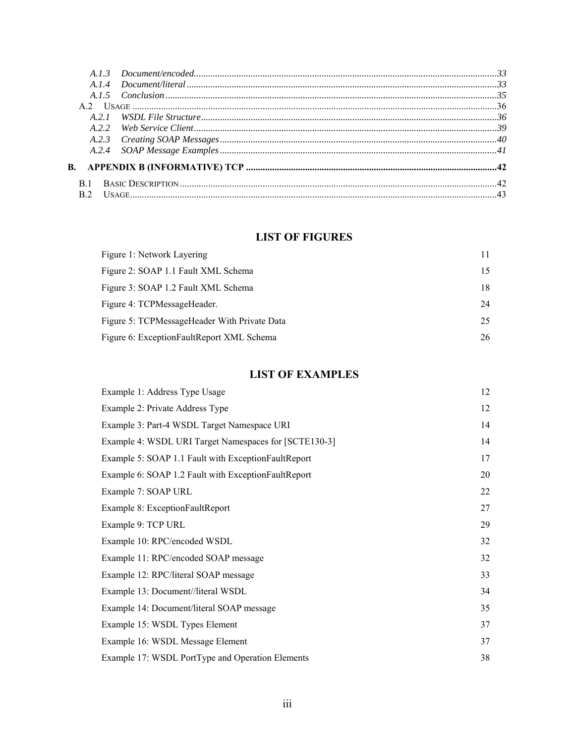A.1.3 *Document/encoded* ....33
A.1.4 *Document/literal* ....33
A.1.5 *Conclusion* ....35
A.2 USAGE ....36
A.2.1 *WSDL File Structure* ....36
A.2.2 *Web Service Client* ....39
A.2.3 *Creating SOAP Messages* ....40
A.2.4 *SOAP Message Examples* ....41

**B. APPENDIX B (INFORMATIVE) TCP ....42**

B.1 BASIC DESCRIPTION ....42
B.2 USAGE ....43

## LIST OF FIGURES

| | |
|---|---|
| Figure 1: Network Layering | 11 |
| Figure 2: SOAP 1.1 Fault XML Schema | 15 |
| Figure 3: SOAP 1.2 Fault XML Schema | 18 |
| Figure 4: TCPMessageHeader. | 24 |
| Figure 5: TCPMessageHeader With Private Data | 25 |
| Figure 6: ExceptionFaultReport XML Schema | 26 |

## LIST OF EXAMPLES

| | |
|---|---|
| Example 1: Address Type Usage | 12 |
| Example 2: Private Address Type | 12 |
| Example 3: Part-4 WSDL Target Namespace URI | 14 |
| Example 4: WSDL URI Target Namespaces for [SCTE130-3] | 14 |
| Example 5: SOAP 1.1 Fault with ExceptionFaultReport | 17 |
| Example 6: SOAP 1.2 Fault with ExceptionFaultReport | 20 |
| Example 7: SOAP URL | 22 |
| Example 8: ExceptionFaultReport | 27 |
| Example 9: TCP URL | 29 |
| Example 10: RPC/encoded WSDL | 32 |
| Example 11: RPC/encoded SOAP message | 32 |
| Example 12: RPC/literal SOAP message | 33 |
| Example 13: Document//literal WSDL | 34 |
| Example 14: Document/literal SOAP message | 35 |
| Example 15: WSDL Types Element | 37 |
| Example 16: WSDL Message Element | 37 |
| Example 17: WSDL PortType and Operation Elements | 38 |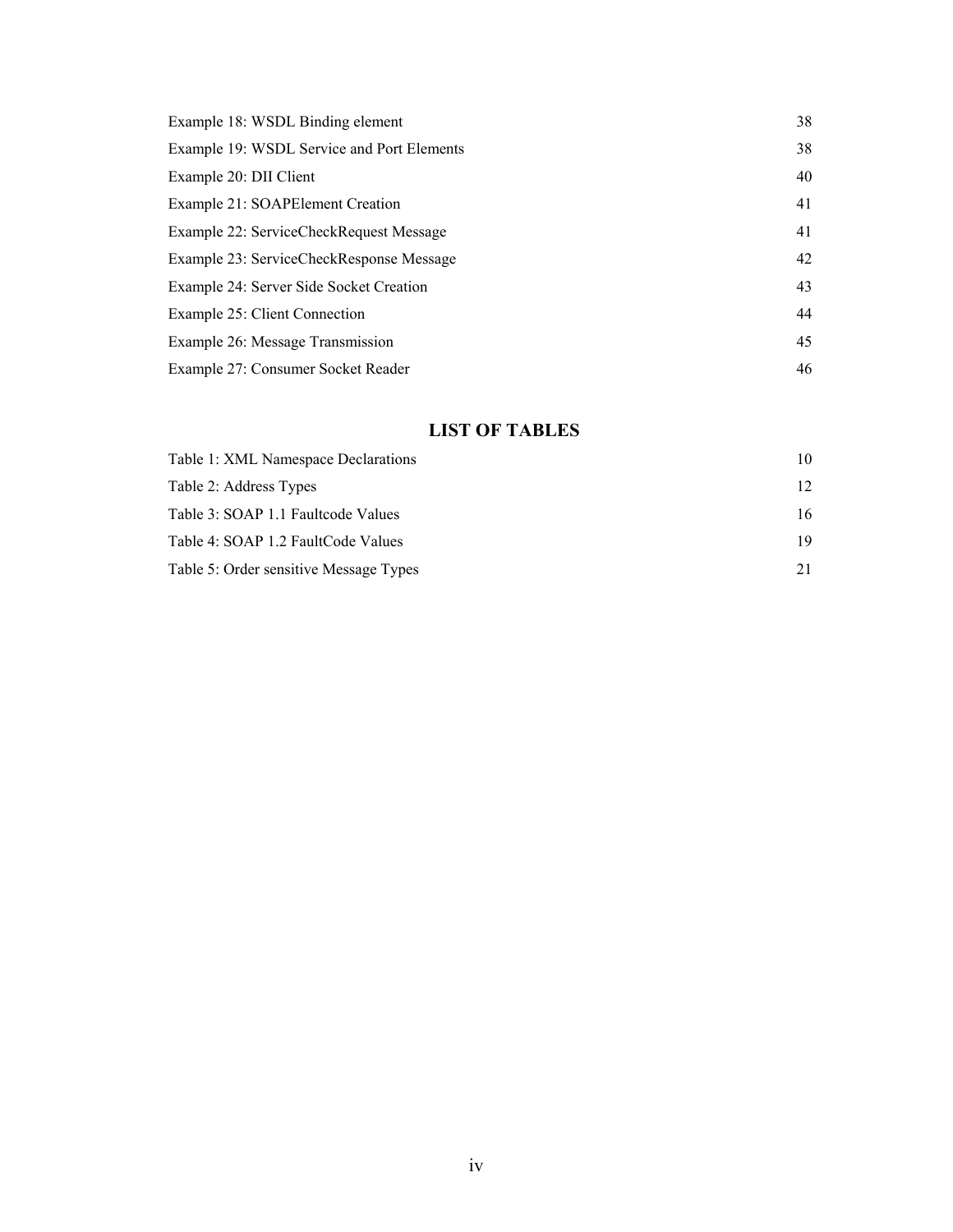Example 18: WSDL Binding element 38

Example 19: WSDL Service and Port Elements 38

Example 20: DII Client 40

Example 21: SOAPElement Creation 41

Example 22: ServiceCheckRequest Message 41

Example 23: ServiceCheckResponse Message 42

Example 24: Server Side Socket Creation 43

Example 25: Client Connection 44

Example 26: Message Transmission 45

Example 27: Consumer Socket Reader 46

## LIST OF TABLES

Table 1: XML Namespace Declarations 10

Table 2: Address Types 12

Table 3: SOAP 1.1 Faultcode Values 16

Table 4: SOAP 1.2 FaultCode Values 19

Table 5: Order sensitive Message Types 21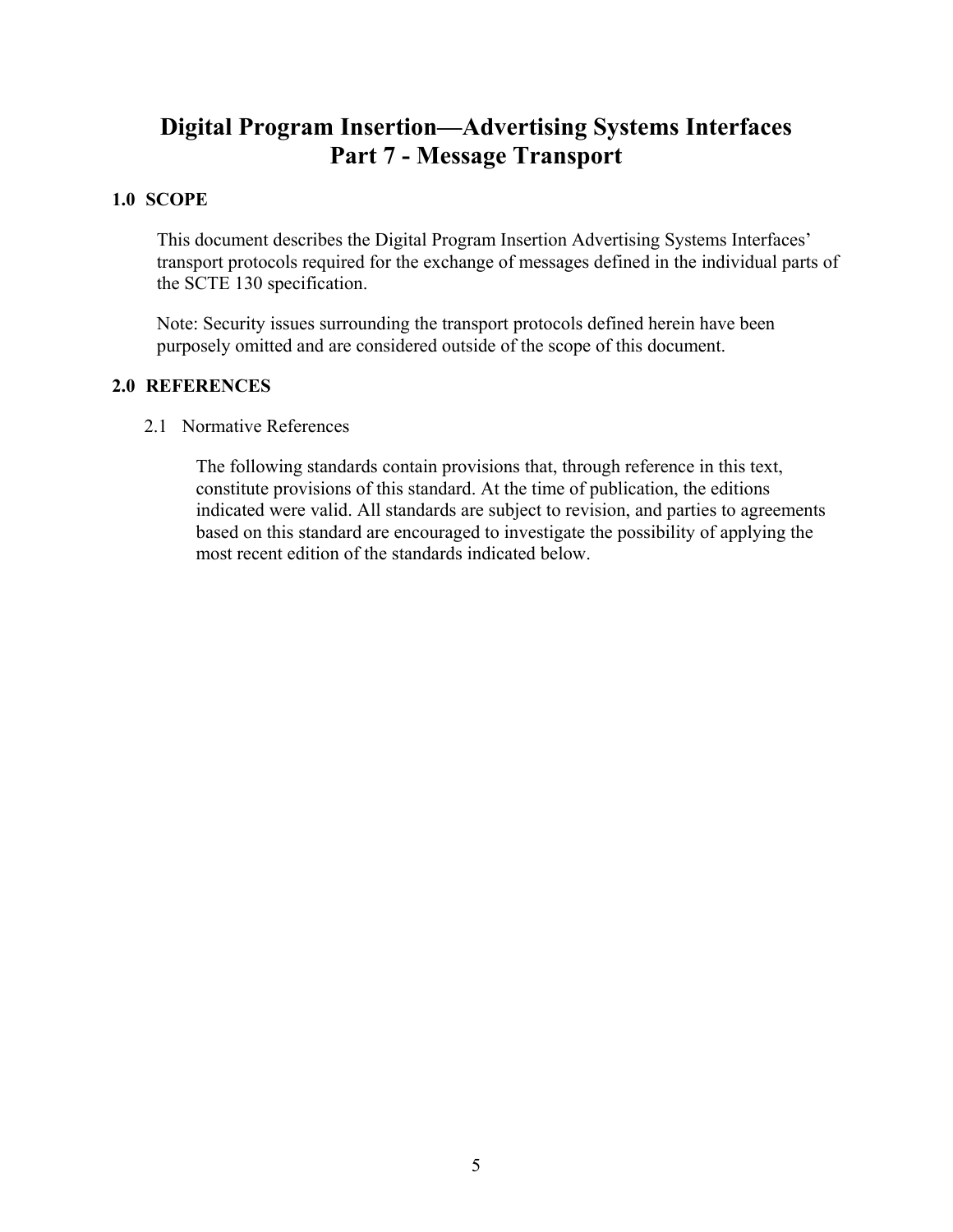# Digital Program Insertion—Advertising Systems Interfaces Part 7 - Message Transport

## 1.0 SCOPE

This document describes the Digital Program Insertion Advertising Systems Interfaces' transport protocols required for the exchange of messages defined in the individual parts of the SCTE 130 specification.

Note: Security issues surrounding the transport protocols defined herein have been purposely omitted and are considered outside of the scope of this document.

## 2.0 REFERENCES

### 2.1 Normative References

The following standards contain provisions that, through reference in this text, constitute provisions of this standard. At the time of publication, the editions indicated were valid. All standards are subject to revision, and parties to agreements based on this standard are encouraged to investigate the possibility of applying the most recent edition of the standards indicated below.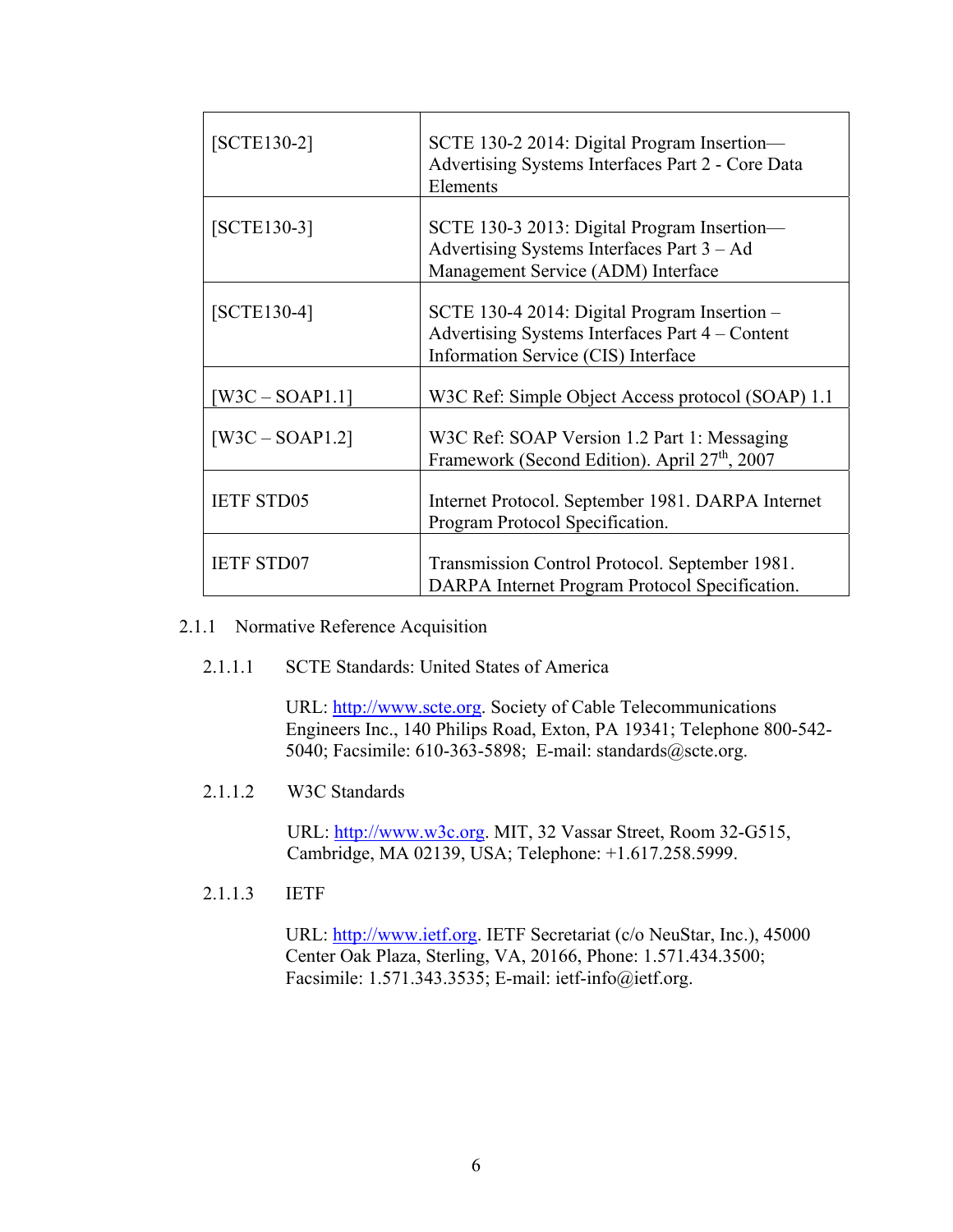| | |
|---|---|
| [SCTE130-2] | SCTE 130-2 2014: Digital Program Insertion—Advertising Systems Interfaces Part 2 - Core Data Elements |
| [SCTE130-3] | SCTE 130-3 2013: Digital Program Insertion—Advertising Systems Interfaces Part 3 – Ad Management Service (ADM) Interface |
| [SCTE130-4] | SCTE 130-4 2014: Digital Program Insertion – Advertising Systems Interfaces Part 4 – Content Information Service (CIS) Interface |
| [W3C – SOAP1.1] | W3C Ref: Simple Object Access protocol (SOAP) 1.1 |
| [W3C – SOAP1.2] | W3C Ref: SOAP Version 1.2 Part 1: Messaging Framework (Second Edition). April 27th, 2007 |
| IETF STD05 | Internet Protocol. September 1981. DARPA Internet Program Protocol Specification. |
| IETF STD07 | Transmission Control Protocol. September 1981. DARPA Internet Program Protocol Specification. |

### 2.1.1 Normative Reference Acquisition

#### 2.1.1.1 SCTE Standards: United States of America

URL: http://www.scte.org. Society of Cable Telecommunications Engineers Inc., 140 Philips Road, Exton, PA 19341; Telephone 800-542-5040; Facsimile: 610-363-5898; E-mail: standards@scte.org.

#### 2.1.1.2 W3C Standards

URL: http://www.w3c.org. MIT, 32 Vassar Street, Room 32-G515, Cambridge, MA 02139, USA; Telephone: +1.617.258.5999.

#### 2.1.1.3 IETF

URL: http://www.ietf.org. IETF Secretariat (c/o NeuStar, Inc.), 45000 Center Oak Plaza, Sterling, VA, 20166, Phone: 1.571.434.3500; Facsimile: 1.571.343.3535; E-mail: ietf-info@ietf.org.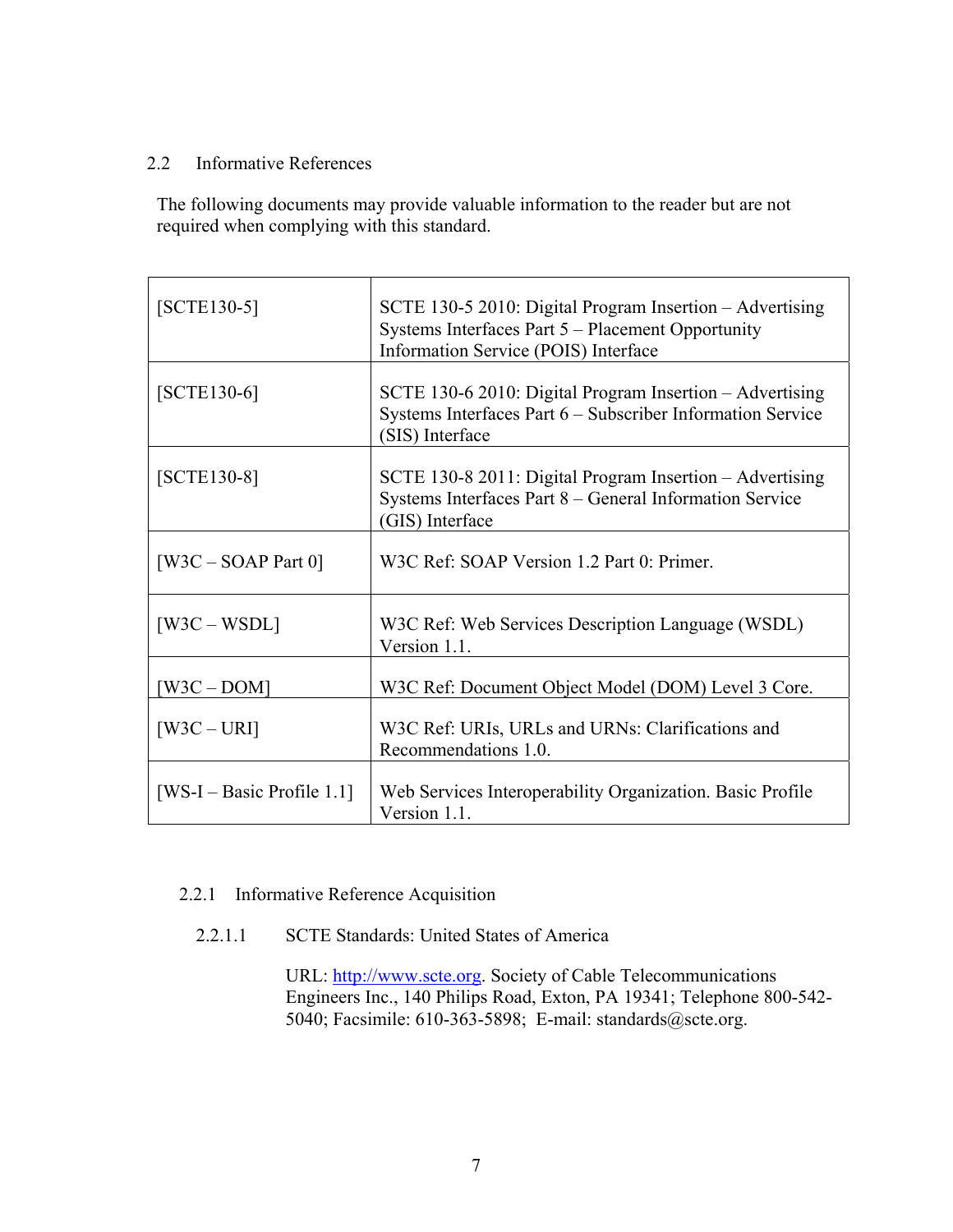## 2.2 Informative References

The following documents may provide valuable information to the reader but are not required when complying with this standard.

| | |
|---|---|
| [SCTE130-5] | SCTE 130-5 2010: Digital Program Insertion – Advertising Systems Interfaces Part 5 – Placement Opportunity Information Service (POIS) Interface |
| [SCTE130-6] | SCTE 130-6 2010: Digital Program Insertion – Advertising Systems Interfaces Part 6 – Subscriber Information Service (SIS) Interface |
| [SCTE130-8] | SCTE 130-8 2011: Digital Program Insertion – Advertising Systems Interfaces Part 8 – General Information Service (GIS) Interface |
| [W3C – SOAP Part 0] | W3C Ref: SOAP Version 1.2 Part 0: Primer. |
| [W3C – WSDL] | W3C Ref: Web Services Description Language (WSDL) Version 1.1. |
| [W3C – DOM] | W3C Ref: Document Object Model (DOM) Level 3 Core. |
| [W3C – URI] | W3C Ref: URIs, URLs and URNs: Clarifications and Recommendations 1.0. |
| [WS-I – Basic Profile 1.1] | Web Services Interoperability Organization. Basic Profile Version 1.1. |

### 2.2.1 Informative Reference Acquisition

#### 2.2.1.1 SCTE Standards: United States of America

URL: http://www.scte.org. Society of Cable Telecommunications Engineers Inc., 140 Philips Road, Exton, PA 19341; Telephone 800-542-5040; Facsimile: 610-363-5898; E-mail: standards@scte.org.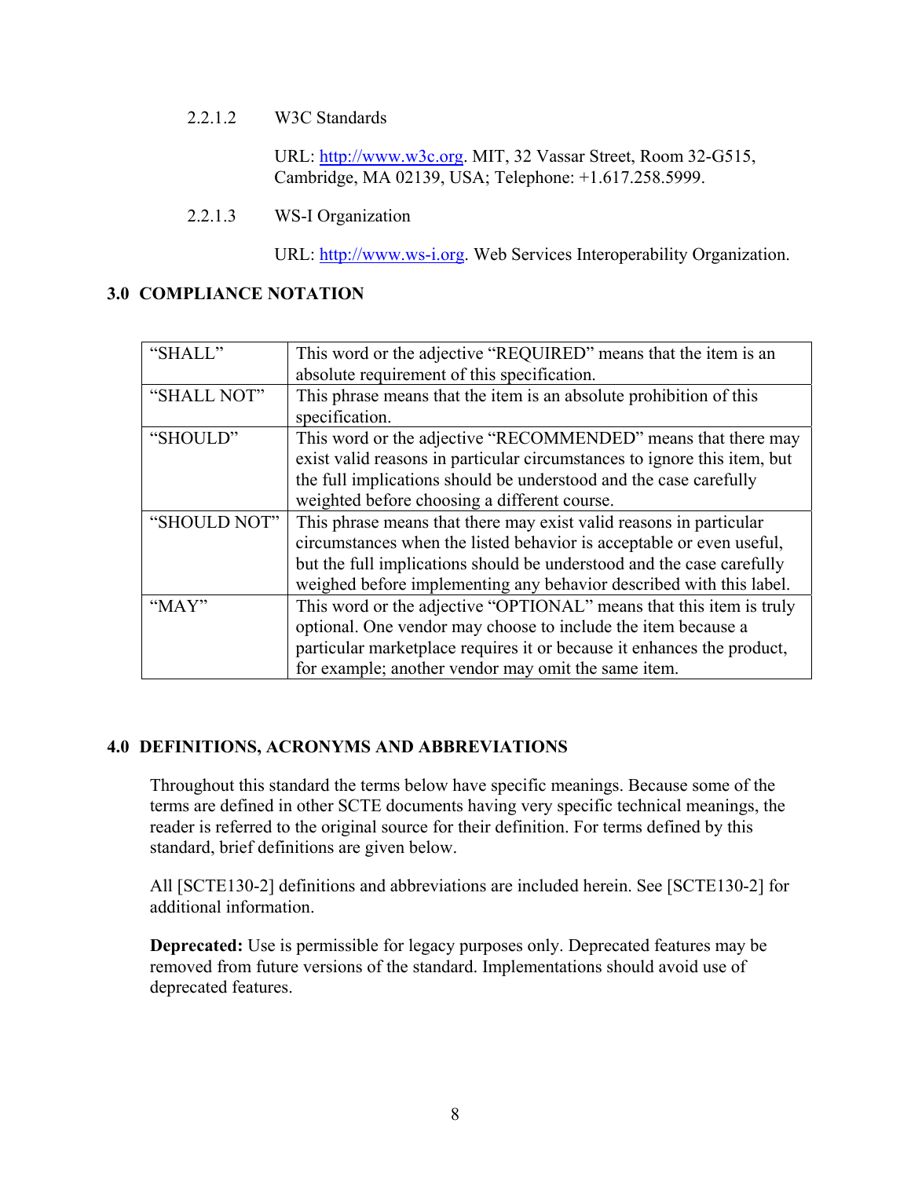#### 2.2.1.2 W3C Standards

URL: http://www.w3c.org. MIT, 32 Vassar Street, Room 32-G515, Cambridge, MA 02139, USA; Telephone: +1.617.258.5999.

#### 2.2.1.3 WS-I Organization

URL: http://www.ws-i.org. Web Services Interoperability Organization.

## 3.0 COMPLIANCE NOTATION

| | |
|---|---|
| "SHALL" | This word or the adjective "REQUIRED" means that the item is an absolute requirement of this specification. |
| "SHALL NOT" | This phrase means that the item is an absolute prohibition of this specification. |
| "SHOULD" | This word or the adjective "RECOMMENDED" means that there may exist valid reasons in particular circumstances to ignore this item, but the full implications should be understood and the case carefully weighted before choosing a different course. |
| "SHOULD NOT" | This phrase means that there may exist valid reasons in particular circumstances when the listed behavior is acceptable or even useful, but the full implications should be understood and the case carefully weighed before implementing any behavior described with this label. |
| "MAY" | This word or the adjective "OPTIONAL" means that this item is truly optional. One vendor may choose to include the item because a particular marketplace requires it or because it enhances the product, for example; another vendor may omit the same item. |

## 4.0 DEFINITIONS, ACRONYMS AND ABBREVIATIONS

Throughout this standard the terms below have specific meanings. Because some of the terms are defined in other SCTE documents having very specific technical meanings, the reader is referred to the original source for their definition. For terms defined by this standard, brief definitions are given below.

All [SCTE130-2] definitions and abbreviations are included herein. See [SCTE130-2] for additional information.

**Deprecated:** Use is permissible for legacy purposes only. Deprecated features may be removed from future versions of the standard. Implementations should avoid use of deprecated features.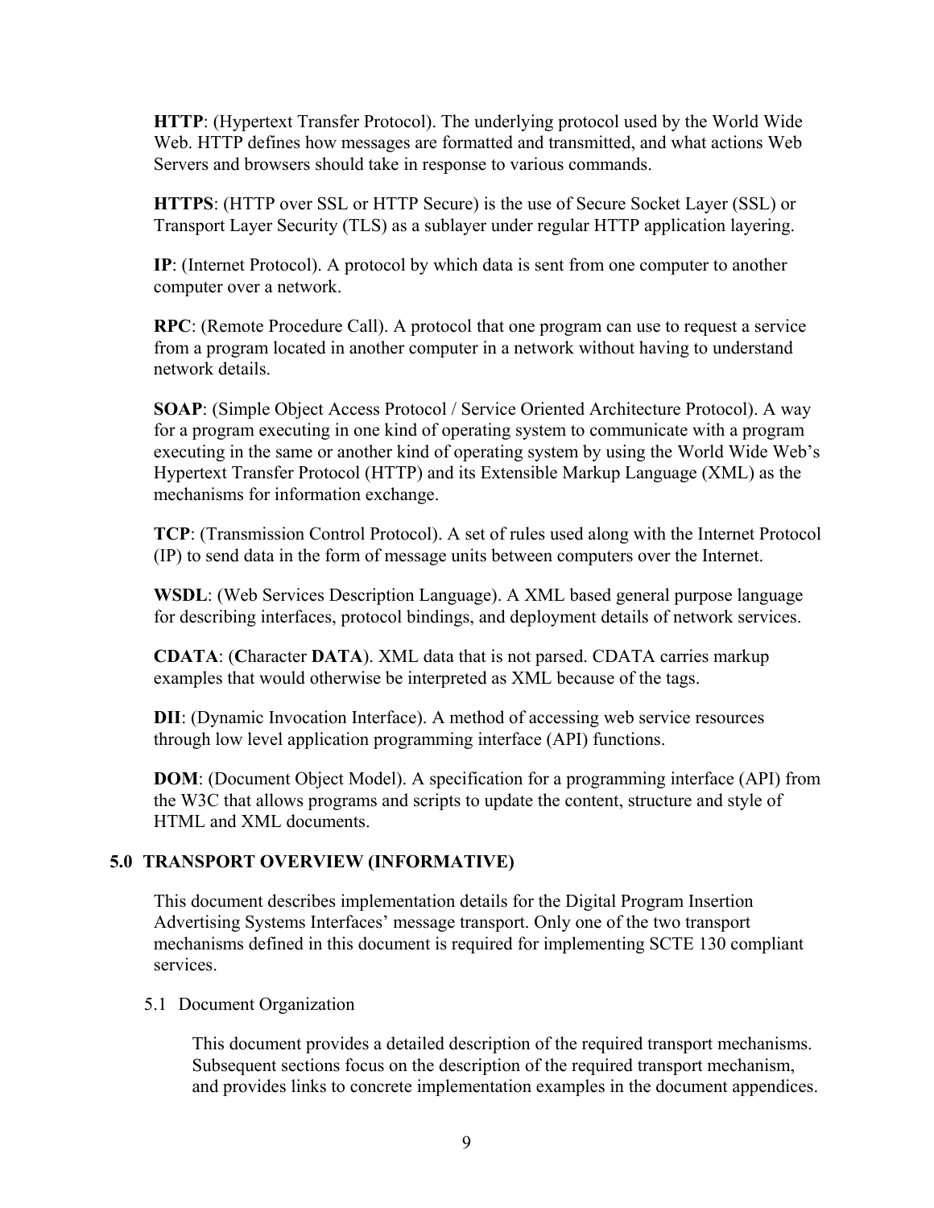**HTTP**: (Hypertext Transfer Protocol). The underlying protocol used by the World Wide Web. HTTP defines how messages are formatted and transmitted, and what actions Web Servers and browsers should take in response to various commands.

**HTTPS**: (HTTP over SSL or HTTP Secure) is the use of Secure Socket Layer (SSL) or Transport Layer Security (TLS) as a sublayer under regular HTTP application layering.

**IP**: (Internet Protocol). A protocol by which data is sent from one computer to another computer over a network.

**RPC**: (Remote Procedure Call). A protocol that one program can use to request a service from a program located in another computer in a network without having to understand network details.

**SOAP**: (Simple Object Access Protocol / Service Oriented Architecture Protocol). A way for a program executing in one kind of operating system to communicate with a program executing in the same or another kind of operating system by using the World Wide Web's Hypertext Transfer Protocol (HTTP) and its Extensible Markup Language (XML) as the mechanisms for information exchange.

**TCP**: (Transmission Control Protocol). A set of rules used along with the Internet Protocol (IP) to send data in the form of message units between computers over the Internet.

**WSDL**: (Web Services Description Language). A XML based general purpose language for describing interfaces, protocol bindings, and deployment details of network services.

**CDATA**: (**C**haracter **DATA**). XML data that is not parsed. CDATA carries markup examples that would otherwise be interpreted as XML because of the tags.

**DII**: (Dynamic Invocation Interface). A method of accessing web service resources through low level application programming interface (API) functions.

**DOM**: (Document Object Model). A specification for a programming interface (API) from the W3C that allows programs and scripts to update the content, structure and style of HTML and XML documents.

## 5.0 TRANSPORT OVERVIEW (INFORMATIVE)

This document describes implementation details for the Digital Program Insertion Advertising Systems Interfaces' message transport. Only one of the two transport mechanisms defined in this document is required for implementing SCTE 130 compliant services.

### 5.1 Document Organization

This document provides a detailed description of the required transport mechanisms. Subsequent sections focus on the description of the required transport mechanism, and provides links to concrete implementation examples in the document appendices.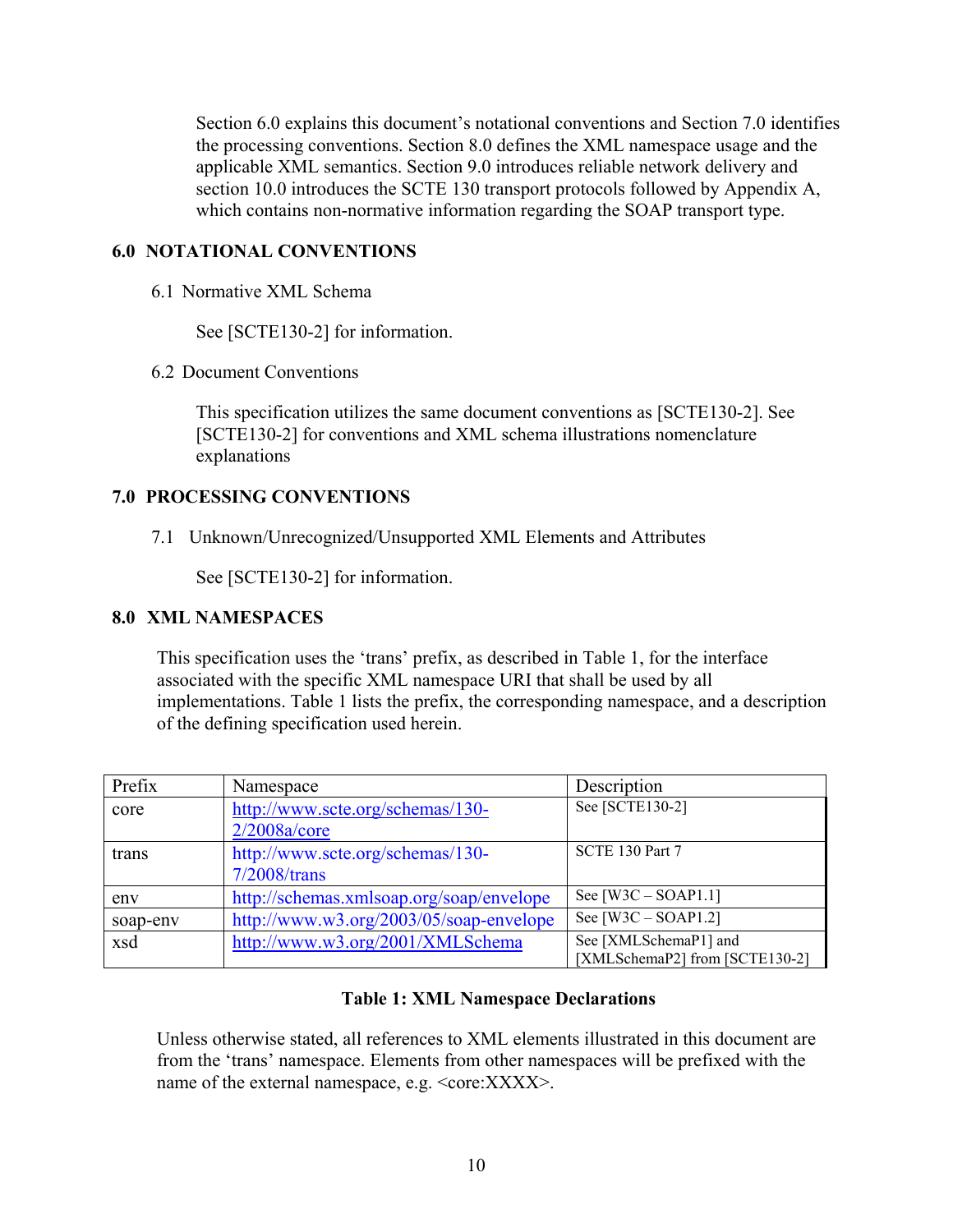Section 6.0 explains this document's notational conventions and Section 7.0 identifies the processing conventions. Section 8.0 defines the XML namespace usage and the applicable XML semantics. Section 9.0 introduces reliable network delivery and section 10.0 introduces the SCTE 130 transport protocols followed by Appendix A, which contains non-normative information regarding the SOAP transport type.

## 6.0 NOTATIONAL CONVENTIONS

### 6.1 Normative XML Schema

See [SCTE130-2] for information.

### 6.2 Document Conventions

This specification utilizes the same document conventions as [SCTE130-2]. See [SCTE130-2] for conventions and XML schema illustrations nomenclature explanations

## 7.0 PROCESSING CONVENTIONS

### 7.1 Unknown/Unrecognized/Unsupported XML Elements and Attributes

See [SCTE130-2] for information.

## 8.0 XML NAMESPACES

This specification uses the 'trans' prefix, as described in Table 1, for the interface associated with the specific XML namespace URI that shall be used by all implementations. Table 1 lists the prefix, the corresponding namespace, and a description of the defining specification used herein.

| Prefix | Namespace | Description |
|---|---|---|
| core | http://www.scte.org/schemas/130-2/2008a/core | See [SCTE130-2] |
| trans | http://www.scte.org/schemas/130-7/2008/trans | SCTE 130 Part 7 |
| env | http://schemas.xmlsoap.org/soap/envelope | See [W3C – SOAP1.1] |
| soap-env | http://www.w3.org/2003/05/soap-envelope | See [W3C – SOAP1.2] |
| xsd | http://www.w3.org/2001/XMLSchema | See [XMLSchemaP1] and [XMLSchemaP2] from [SCTE130-2] |

**Table 1: XML Namespace Declarations**

Unless otherwise stated, all references to XML elements illustrated in this document are from the 'trans' namespace. Elements from other namespaces will be prefixed with the name of the external namespace, e.g. <core:XXXX>.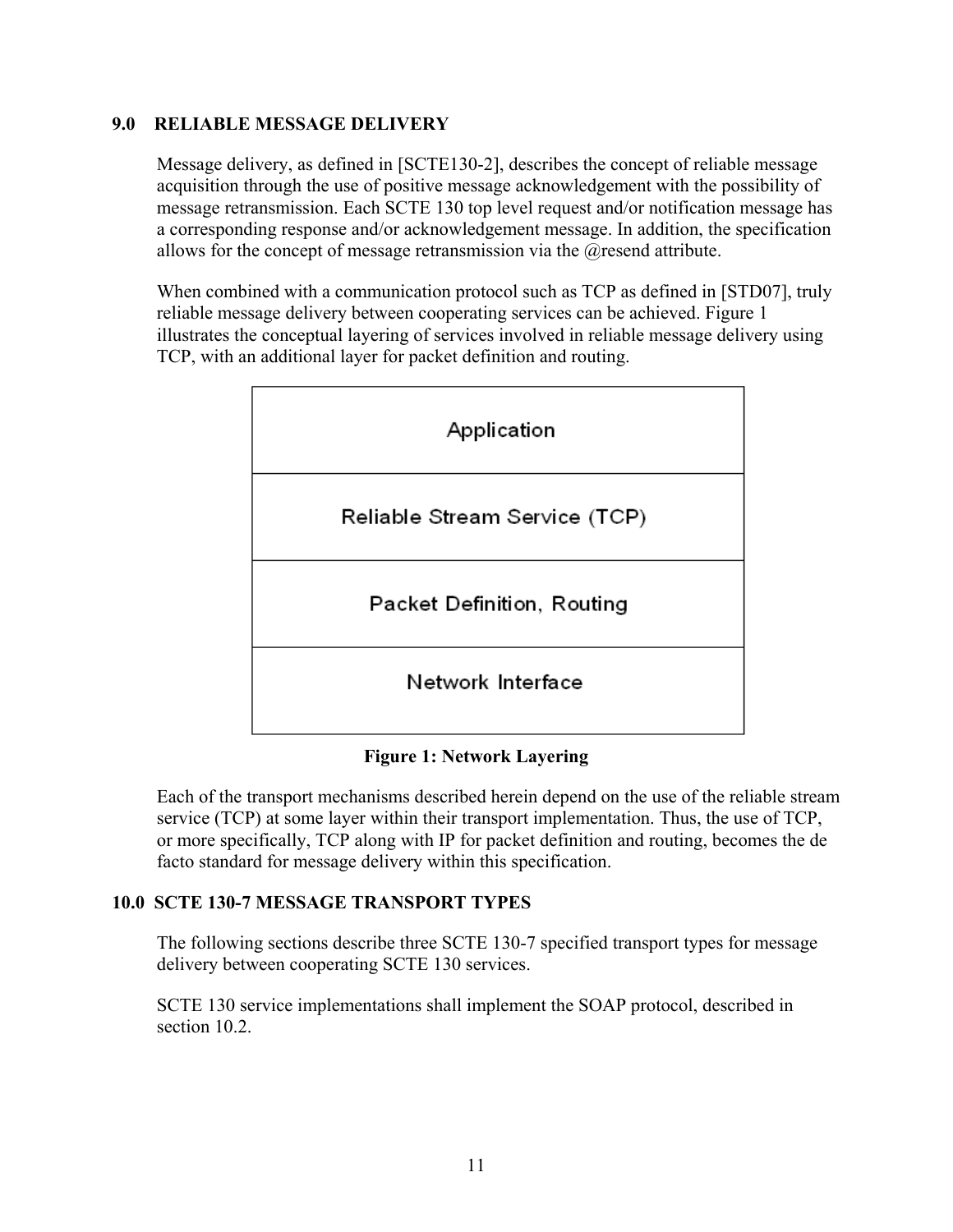## 9.0 RELIABLE MESSAGE DELIVERY

Message delivery, as defined in [SCTE130-2], describes the concept of reliable message acquisition through the use of positive message acknowledgement with the possibility of message retransmission. Each SCTE 130 top level request and/or notification message has a corresponding response and/or acknowledgement message. In addition, the specification allows for the concept of message retransmission via the @resend attribute.

When combined with a communication protocol such as TCP as defined in [STD07], truly reliable message delivery between cooperating services can be achieved. Figure 1 illustrates the conceptual layering of services involved in reliable message delivery using TCP, with an additional layer for packet definition and routing.

| Application |
| --- |
| Reliable Stream Service (TCP) |
| Packet Definition, Routing |
| Network Interface |

**Figure 1: Network Layering**

Each of the transport mechanisms described herein depend on the use of the reliable stream service (TCP) at some layer within their transport implementation. Thus, the use of TCP, or more specifically, TCP along with IP for packet definition and routing, becomes the de facto standard for message delivery within this specification.

## 10.0 SCTE 130-7 MESSAGE TRANSPORT TYPES

The following sections describe three SCTE 130-7 specified transport types for message delivery between cooperating SCTE 130 services.

SCTE 130 service implementations shall implement the SOAP protocol, described in section 10.2.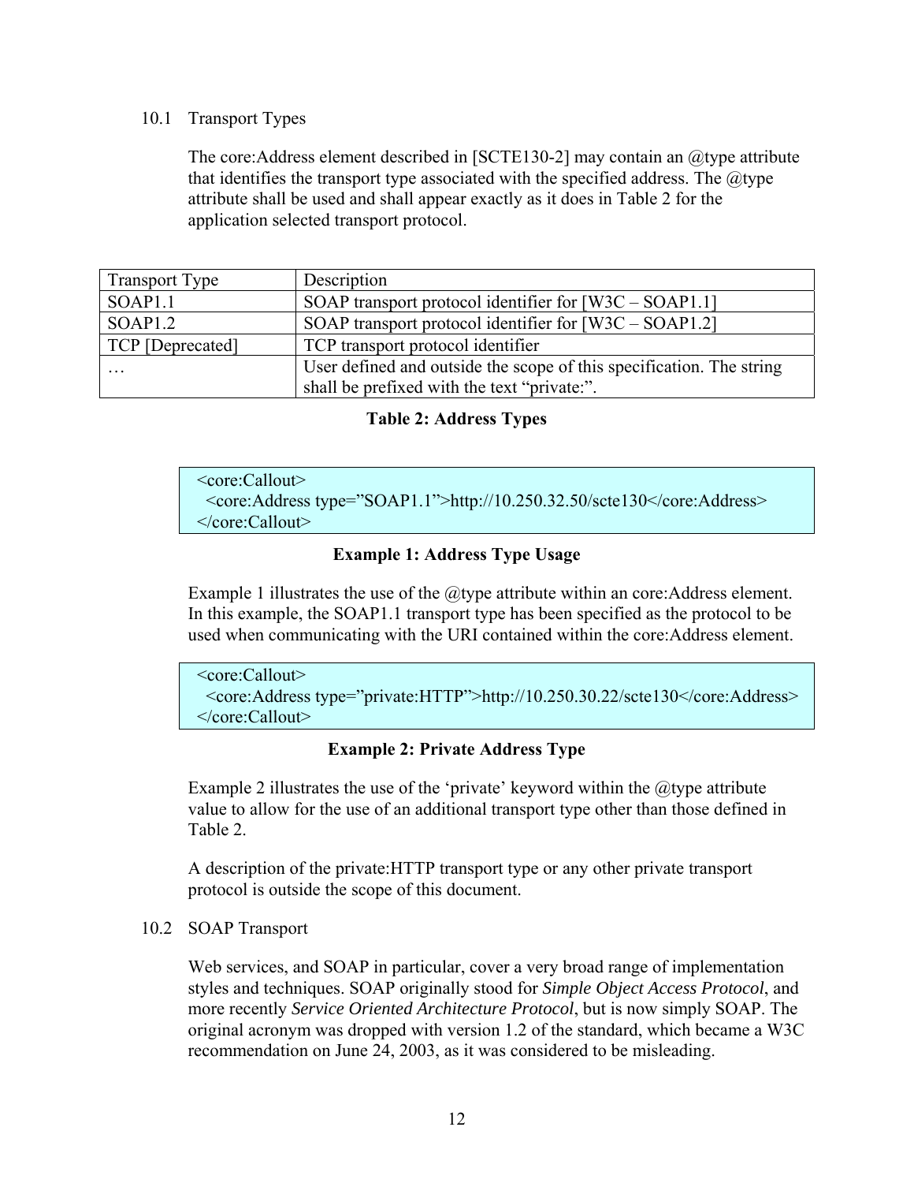## 10.1 Transport Types

The core:Address element described in [SCTE130-2] may contain an @type attribute that identifies the transport type associated with the specified address. The @type attribute shall be used and shall appear exactly as it does in Table 2 for the application selected transport protocol.

| Transport Type | Description |
|---|---|
| SOAP1.1 | SOAP transport protocol identifier for [W3C – SOAP1.1] |
| SOAP1.2 | SOAP transport protocol identifier for [W3C – SOAP1.2] |
| TCP [Deprecated] | TCP transport protocol identifier |
| … | User defined and outside the scope of this specification. The string shall be prefixed with the text “private:”. |

**Table 2: Address Types**

```
<core:Callout>
  <core:Address type=”SOAP1.1”>http://10.250.32.50/scte130</core:Address>
</core:Callout>
```

**Example 1: Address Type Usage**

Example 1 illustrates the use of the @type attribute within an core:Address element. In this example, the SOAP1.1 transport type has been specified as the protocol to be used when communicating with the URI contained within the core:Address element.

```
<core:Callout>
  <core:Address type=”private:HTTP”>http://10.250.30.22/scte130</core:Address>
</core:Callout>
```

**Example 2: Private Address Type**

Example 2 illustrates the use of the ‘private’ keyword within the @type attribute value to allow for the use of an additional transport type other than those defined in Table 2.

A description of the private:HTTP transport type or any other private transport protocol is outside the scope of this document.

## 10.2 SOAP Transport

Web services, and SOAP in particular, cover a very broad range of implementation styles and techniques. SOAP originally stood for *Simple Object Access Protocol*, and more recently *Service Oriented Architecture Protocol*, but is now simply SOAP. The original acronym was dropped with version 1.2 of the standard, which became a W3C recommendation on June 24, 2003, as it was considered to be misleading.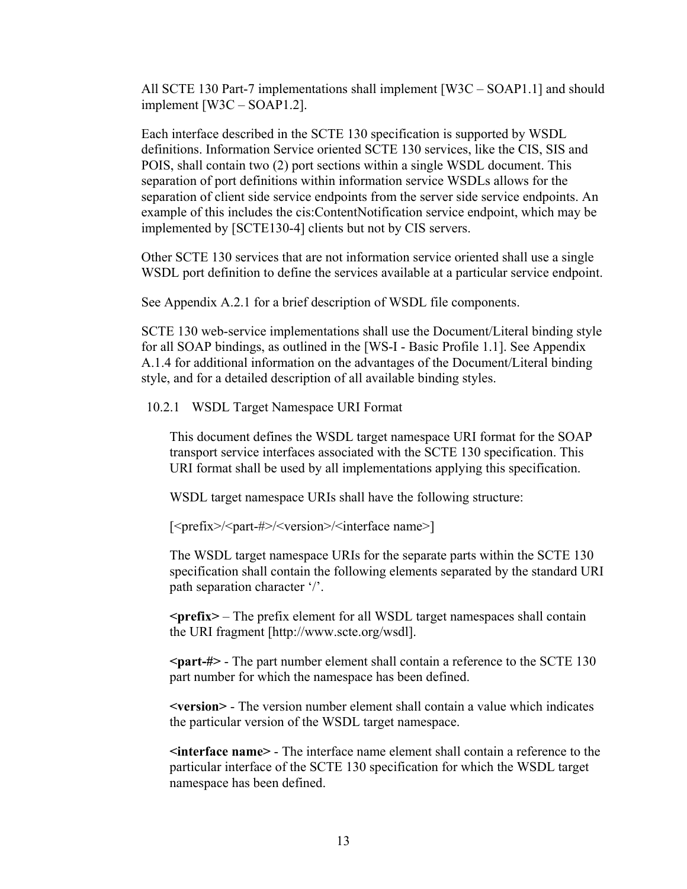All SCTE 130 Part-7 implementations shall implement [W3C – SOAP1.1] and should implement [W3C – SOAP1.2].

Each interface described in the SCTE 130 specification is supported by WSDL definitions. Information Service oriented SCTE 130 services, like the CIS, SIS and POIS, shall contain two (2) port sections within a single WSDL document. This separation of port definitions within information service WSDLs allows for the separation of client side service endpoints from the server side service endpoints. An example of this includes the cis:ContentNotification service endpoint, which may be implemented by [SCTE130-4] clients but not by CIS servers.

Other SCTE 130 services that are not information service oriented shall use a single WSDL port definition to define the services available at a particular service endpoint.

See Appendix A.2.1 for a brief description of WSDL file components.

SCTE 130 web-service implementations shall use the Document/Literal binding style for all SOAP bindings, as outlined in the [WS-I - Basic Profile 1.1]. See Appendix A.1.4 for additional information on the advantages of the Document/Literal binding style, and for a detailed description of all available binding styles.

### 10.2.1 WSDL Target Namespace URI Format

This document defines the WSDL target namespace URI format for the SOAP transport service interfaces associated with the SCTE 130 specification. This URI format shall be used by all implementations applying this specification.

WSDL target namespace URIs shall have the following structure:

[<prefix>/<part-#>/<version>/<interface name>]

The WSDL target namespace URIs for the separate parts within the SCTE 130 specification shall contain the following elements separated by the standard URI path separation character '/'.

**<prefix>** – The prefix element for all WSDL target namespaces shall contain the URI fragment [http://www.scte.org/wsdl].

**<part-#>** - The part number element shall contain a reference to the SCTE 130 part number for which the namespace has been defined.

**<version>** - The version number element shall contain a value which indicates the particular version of the WSDL target namespace.

**<interface name>** - The interface name element shall contain a reference to the particular interface of the SCTE 130 specification for which the WSDL target namespace has been defined.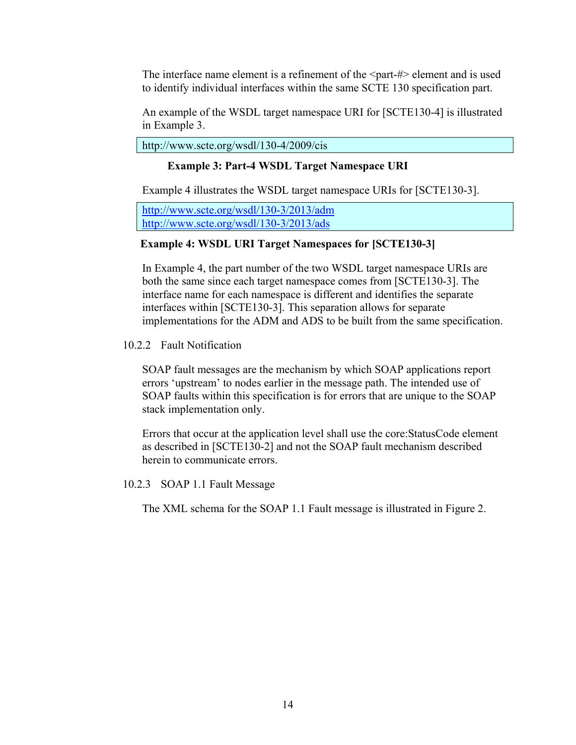The interface name element is a refinement of the <part-#> element and is used to identify individual interfaces within the same SCTE 130 specification part.

An example of the WSDL target namespace URI for [SCTE130-4] is illustrated in Example 3.

```
http://www.scte.org/wsdl/130-4/2009/cis
```

**Example 3: Part-4 WSDL Target Namespace URI**

Example 4 illustrates the WSDL target namespace URIs for [SCTE130-3].

```
http://www.scte.org/wsdl/130-3/2013/adm
http://www.scte.org/wsdl/130-3/2013/ads
```

**Example 4: WSDL URI Target Namespaces for [SCTE130-3]**

In Example 4, the part number of the two WSDL target namespace URIs are both the same since each target namespace comes from [SCTE130-3]. The interface name for each namespace is different and identifies the separate interfaces within [SCTE130-3]. This separation allows for separate implementations for the ADM and ADS to be built from the same specification.

### 10.2.2 Fault Notification

SOAP fault messages are the mechanism by which SOAP applications report errors 'upstream' to nodes earlier in the message path. The intended use of SOAP faults within this specification is for errors that are unique to the SOAP stack implementation only.

Errors that occur at the application level shall use the core:StatusCode element as described in [SCTE130-2] and not the SOAP fault mechanism described herein to communicate errors.

### 10.2.3 SOAP 1.1 Fault Message

The XML schema for the SOAP 1.1 Fault message is illustrated in Figure 2.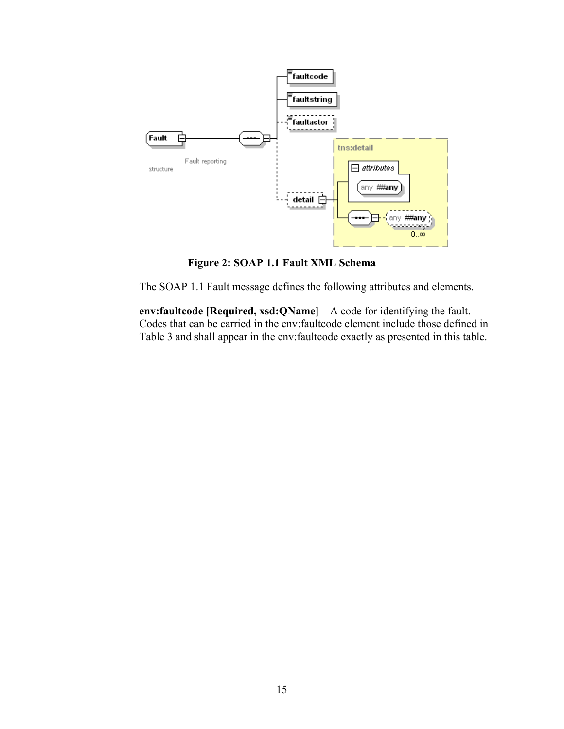Figure 2: SOAP 1.1 Fault XML Schema

The SOAP 1.1 Fault message defines the following attributes and elements.

**env:faultcode [Required, xsd:QName]** – A code for identifying the fault. Codes that can be carried in the env:faultcode element include those defined in Table 3 and shall appear in the env:faultcode exactly as presented in this table.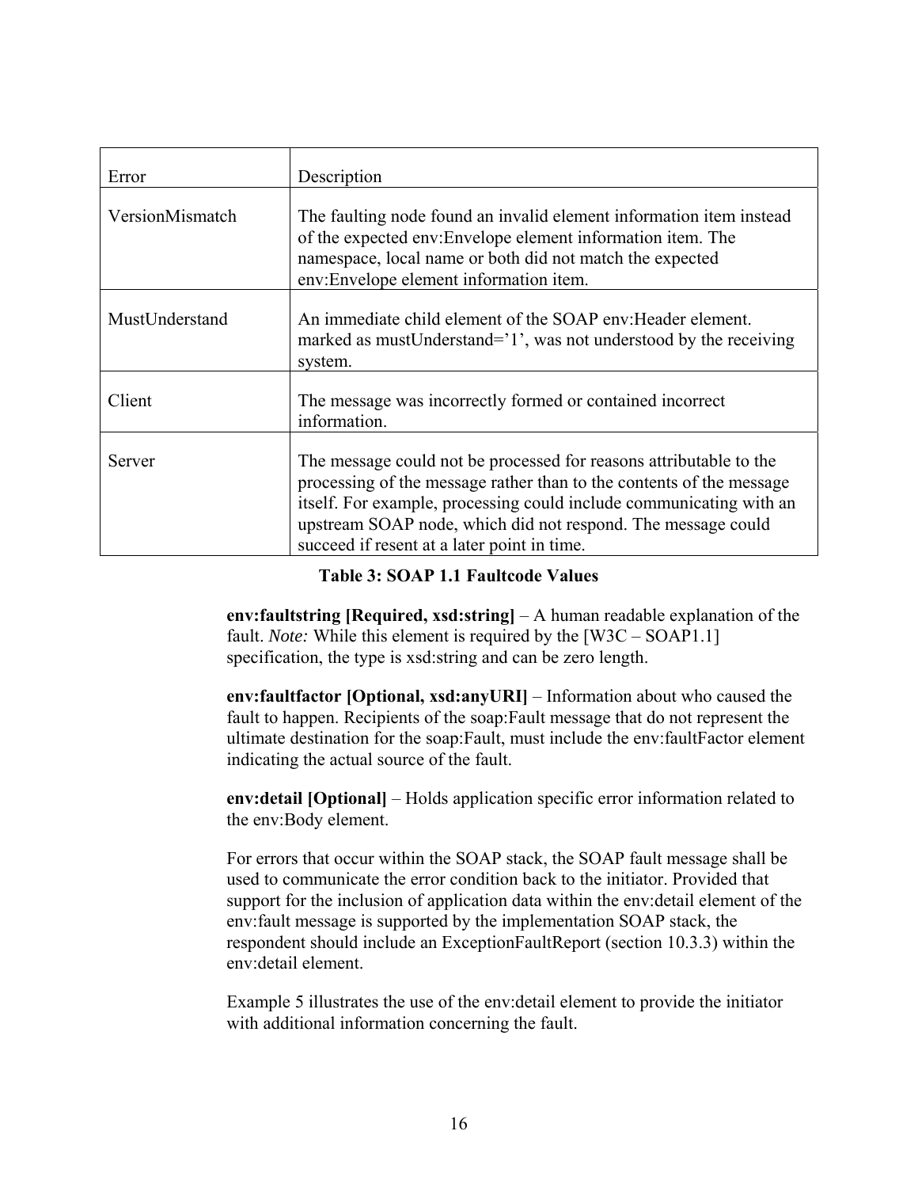| Error | Description |
|---|---|
| VersionMismatch | The faulting node found an invalid element information item instead of the expected env:Envelope element information item. The namespace, local name or both did not match the expected env:Envelope element information item. |
| MustUnderstand | An immediate child element of the SOAP env:Header element. marked as mustUnderstand='1', was not understood by the receiving system. |
| Client | The message was incorrectly formed or contained incorrect information. |
| Server | The message could not be processed for reasons attributable to the processing of the message rather than to the contents of the message itself. For example, processing could include communicating with an upstream SOAP node, which did not respond. The message could succeed if resent at a later point in time. |

**Table 3: SOAP 1.1 Faultcode Values**

**env:faultstring [Required, xsd:string]** – A human readable explanation of the fault. *Note:* While this element is required by the [W3C – SOAP1.1] specification, the type is xsd:string and can be zero length.

**env:faultfactor [Optional, xsd:anyURI]** – Information about who caused the fault to happen. Recipients of the soap:Fault message that do not represent the ultimate destination for the soap:Fault, must include the env:faultFactor element indicating the actual source of the fault.

**env:detail [Optional]** – Holds application specific error information related to the env:Body element.

For errors that occur within the SOAP stack, the SOAP fault message shall be used to communicate the error condition back to the initiator. Provided that support for the inclusion of application data within the env:detail element of the env:fault message is supported by the implementation SOAP stack, the respondent should include an ExceptionFaultReport (section 10.3.3) within the env:detail element.

Example 5 illustrates the use of the env:detail element to provide the initiator with additional information concerning the fault.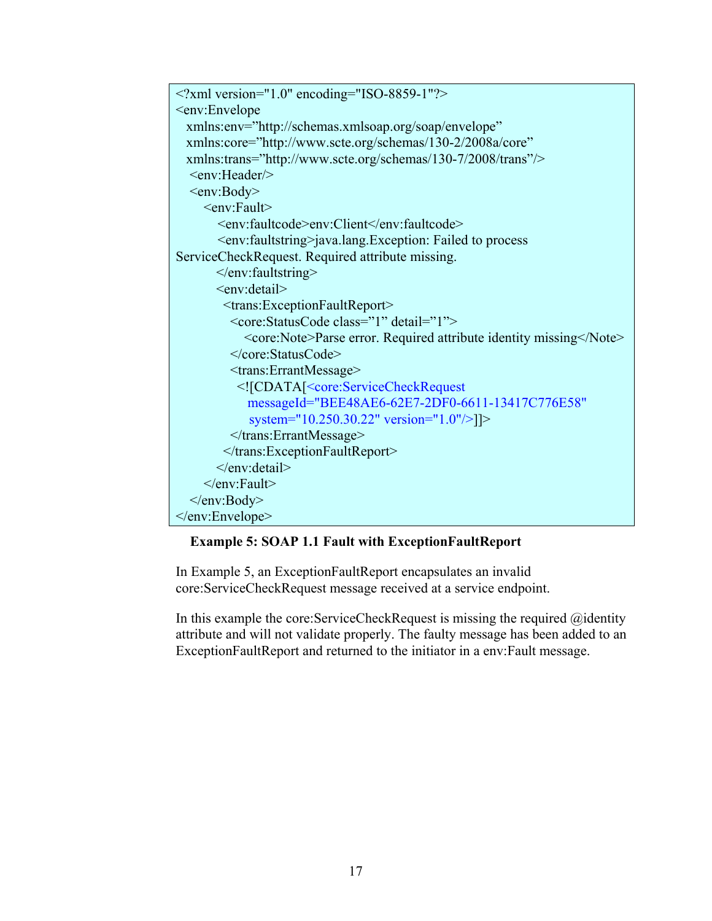```
<?xml version="1.0" encoding="ISO-8859-1"?>
<env:Envelope
  xmlns:env="http://schemas.xmlsoap.org/soap/envelope"
  xmlns:core="http://www.scte.org/schemas/130-2/2008a/core"
  xmlns:trans="http://www.scte.org/schemas/130-7/2008/trans"/>
   <env:Header/>
   <env:Body>
      <env:Fault>
         <env:faultcode>env:Client</env:faultcode>
         <env:faultstring>java.lang.Exception: Failed to process
ServiceCheckRequest. Required attribute missing.
         </env:faultstring>
         <env:detail>
           <trans:ExceptionFaultReport>
             <core:StatusCode class="1" detail="1">
                <core:Note>Parse error. Required attribute identity missing</Note>
             </core:StatusCode>
             <trans:ErrantMessage>
               <![CDATA[<core:ServiceCheckRequest
                 messageId="BEE48AE6-62E7-2DF0-6611-13417C776E58"
                 system="10.250.30.22" version="1.0"/>]]>
             </trans:ErrantMessage>
           </trans:ExceptionFaultReport>
         </env:detail>
      </env:Fault>
   </env:Body>
</env:Envelope>
```

**Example 5: SOAP 1.1 Fault with ExceptionFaultReport**

In Example 5, an ExceptionFaultReport encapsulates an invalid core:ServiceCheckRequest message received at a service endpoint.

In this example the core:ServiceCheckRequest is missing the required @identity attribute and will not validate properly. The faulty message has been added to an ExceptionFaultReport and returned to the initiator in a env:Fault message.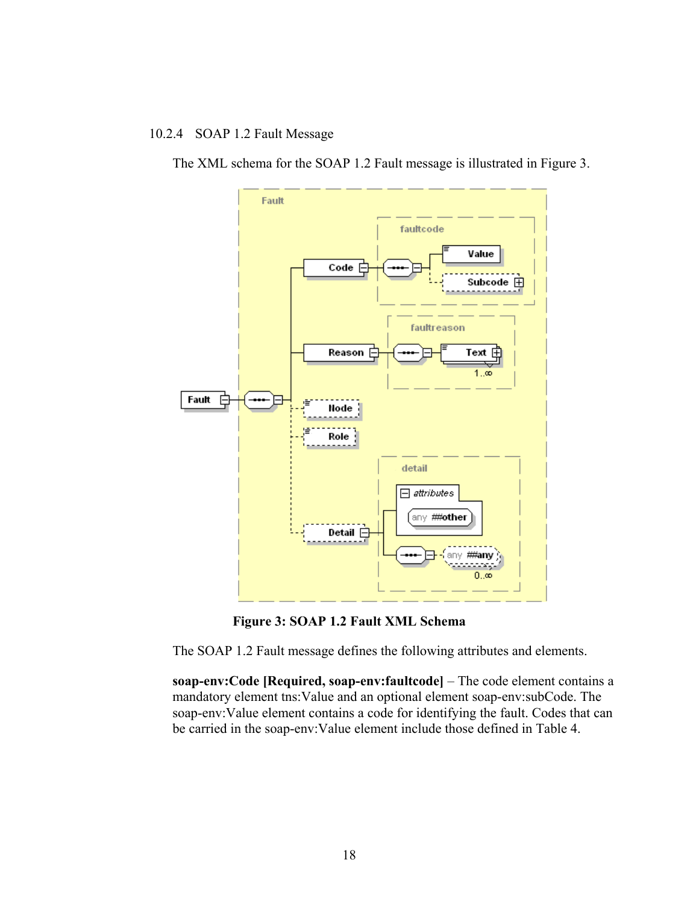### 10.2.4 SOAP 1.2 Fault Message

The XML schema for the SOAP 1.2 Fault message is illustrated in Figure 3.

**Figure 3: SOAP 1.2 Fault XML Schema**

The SOAP 1.2 Fault message defines the following attributes and elements.

**soap-env:Code [Required, soap-env:faultcode]** – The code element contains a mandatory element tns:Value and an optional element soap-env:subCode. The soap-env:Value element contains a code for identifying the fault. Codes that can be carried in the soap-env:Value element include those defined in Table 4.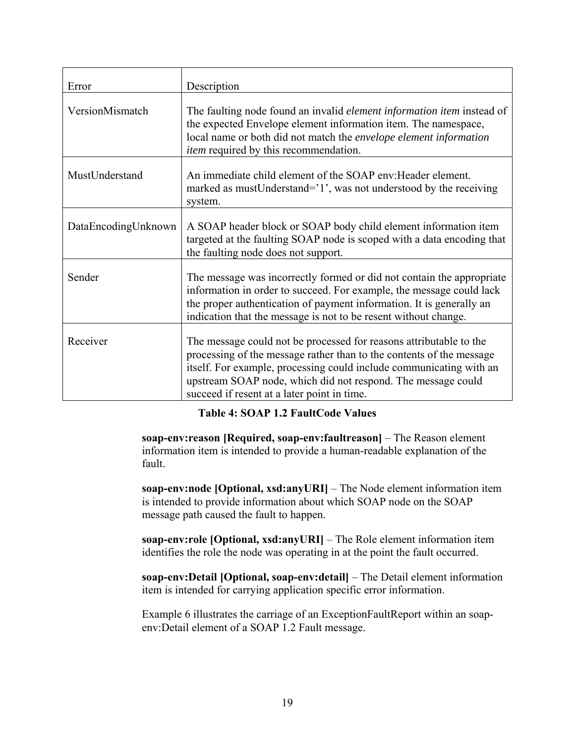| Error | Description |
|---|---|
| VersionMismatch | The faulting node found an invalid *element information item* instead of the expected Envelope element information item. The namespace, local name or both did not match the *envelope element information item* required by this recommendation. |
| MustUnderstand | An immediate child element of the SOAP env:Header element. marked as mustUnderstand='1', was not understood by the receiving system. |
| DataEncodingUnknown | A SOAP header block or SOAP body child element information item targeted at the faulting SOAP node is scoped with a data encoding that the faulting node does not support. |
| Sender | The message was incorrectly formed or did not contain the appropriate information in order to succeed. For example, the message could lack the proper authentication of payment information. It is generally an indication that the message is not to be resent without change. |
| Receiver | The message could not be processed for reasons attributable to the processing of the message rather than to the contents of the message itself. For example, processing could include communicating with an upstream SOAP node, which did not respond. The message could succeed if resent at a later point in time. |

**Table 4: SOAP 1.2 FaultCode Values**

**soap-env:reason [Required, soap-env:faultreason]** – The Reason element information item is intended to provide a human-readable explanation of the fault.

**soap-env:node [Optional, xsd:anyURI]** – The Node element information item is intended to provide information about which SOAP node on the SOAP message path caused the fault to happen.

**soap-env:role [Optional, xsd:anyURI]** – The Role element information item identifies the role the node was operating in at the point the fault occurred.

**soap-env:Detail [Optional, soap-env:detail]** – The Detail element information item is intended for carrying application specific error information.

Example 6 illustrates the carriage of an ExceptionFaultReport within an soap-env:Detail element of a SOAP 1.2 Fault message.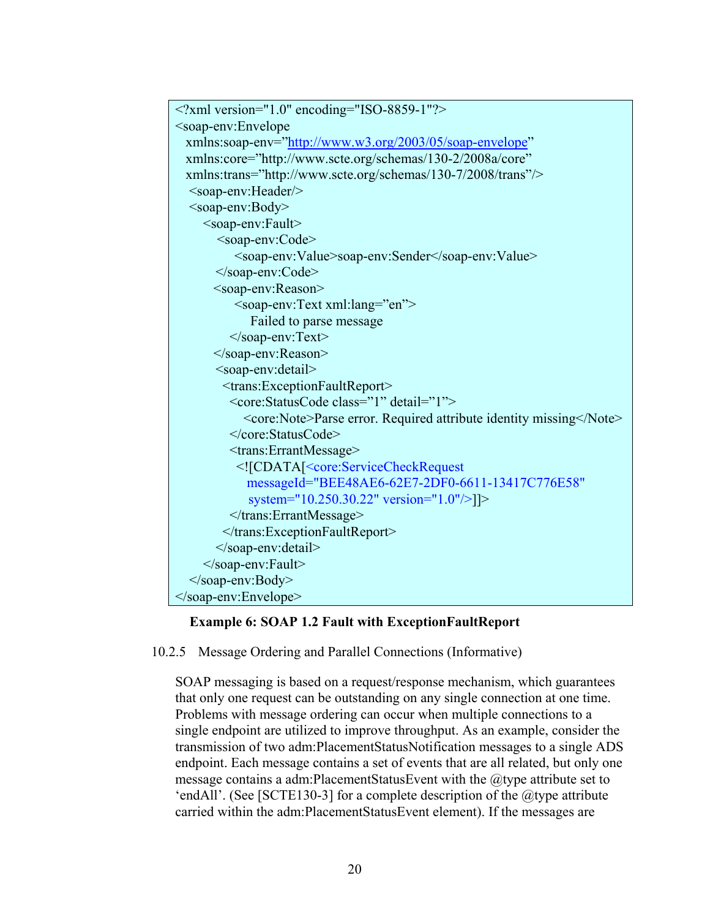```
<?xml version="1.0" encoding="ISO-8859-1"?>
<soap-env:Envelope
  xmlns:soap-env=”http://www.w3.org/2003/05/soap-envelope”
  xmlns:core=”http://www.scte.org/schemas/130-2/2008a/core”
  xmlns:trans=”http://www.scte.org/schemas/130-7/2008/trans”/>
   <soap-env:Header/>
   <soap-env:Body>
      <soap-env:Fault>
         <soap-env:Code>
             <soap-env:Value>soap-env:Sender</soap-env:Value>
         </soap-env:Code>
        <soap-env:Reason>
             <soap-env:Text xml:lang=”en”>
                 Failed to parse message
            </soap-env:Text>
        </soap-env:Reason>
         <soap-env:detail>
           <trans:ExceptionFaultReport>
             <core:StatusCode class=”1” detail=”1”>
                <core:Note>Parse error. Required attribute identity missing</Note>
             </core:StatusCode>
             <trans:ErrantMessage>
               <![CDATA[<core:ServiceCheckRequest
                 messageId="BEE48AE6-62E7-2DF0-6611-13417C776E58"
                 system="10.250.30.22" version="1.0"/>]]>
             </trans:ErrantMessage>
           </trans:ExceptionFaultReport>
         </soap-env:detail>
      </soap-env:Fault>
   </soap-env:Body>
</soap-env:Envelope>
```

**Example 6: SOAP 1.2 Fault with ExceptionFaultReport**

### 10.2.5 Message Ordering and Parallel Connections (Informative)

SOAP messaging is based on a request/response mechanism, which guarantees that only one request can be outstanding on any single connection at one time. Problems with message ordering can occur when multiple connections to a single endpoint are utilized to improve throughput. As an example, consider the transmission of two adm:PlacementStatusNotification messages to a single ADS endpoint. Each message contains a set of events that are all related, but only one message contains a adm:PlacementStatusEvent with the @type attribute set to ‘endAll’. (See [SCTE130-3] for a complete description of the @type attribute carried within the adm:PlacementStatusEvent element). If the messages are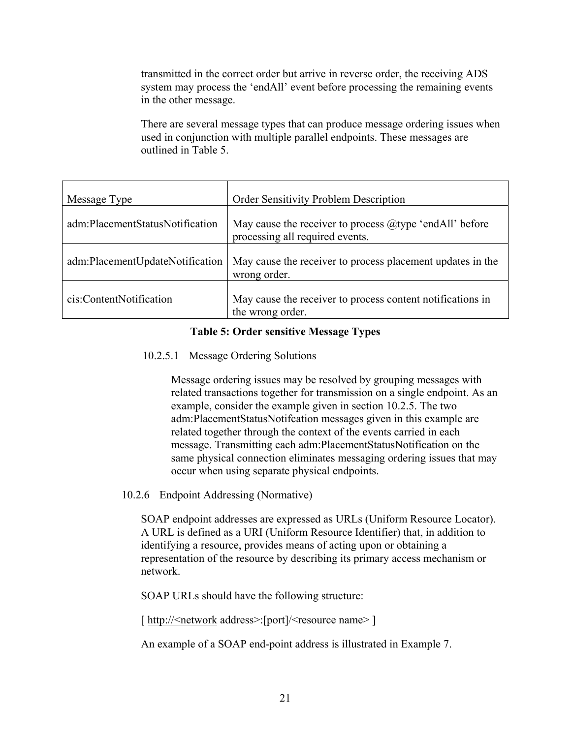transmitted in the correct order but arrive in reverse order, the receiving ADS system may process the 'endAll' event before processing the remaining events in the other message.

There are several message types that can produce message ordering issues when used in conjunction with multiple parallel endpoints. These messages are outlined in Table 5.

| Message Type | Order Sensitivity Problem Description |
|---|---|
| adm:PlacementStatusNotification | May cause the receiver to process @type 'endAll' before processing all required events. |
| adm:PlacementUpdateNotification | May cause the receiver to process placement updates in the wrong order. |
| cis:ContentNotification | May cause the receiver to process content notifications in the wrong order. |

**Table 5: Order sensitive Message Types**

##### 10.2.5.1 Message Ordering Solutions

Message ordering issues may be resolved by grouping messages with related transactions together for transmission on a single endpoint. As an example, consider the example given in section 10.2.5. The two adm:PlacementStatusNotifcation messages given in this example are related together through the context of the events carried in each message. Transmitting each adm:PlacementStatusNotification on the same physical connection eliminates messaging ordering issues that may occur when using separate physical endpoints.

#### 10.2.6 Endpoint Addressing (Normative)

SOAP endpoint addresses are expressed as URLs (Uniform Resource Locator). A URL is defined as a URI (Uniform Resource Identifier) that, in addition to identifying a resource, provides means of acting upon or obtaining a representation of the resource by describing its primary access mechanism or network.

SOAP URLs should have the following structure:

[ http://<network address>:[port]/<resource name> ]

An example of a SOAP end-point address is illustrated in Example 7.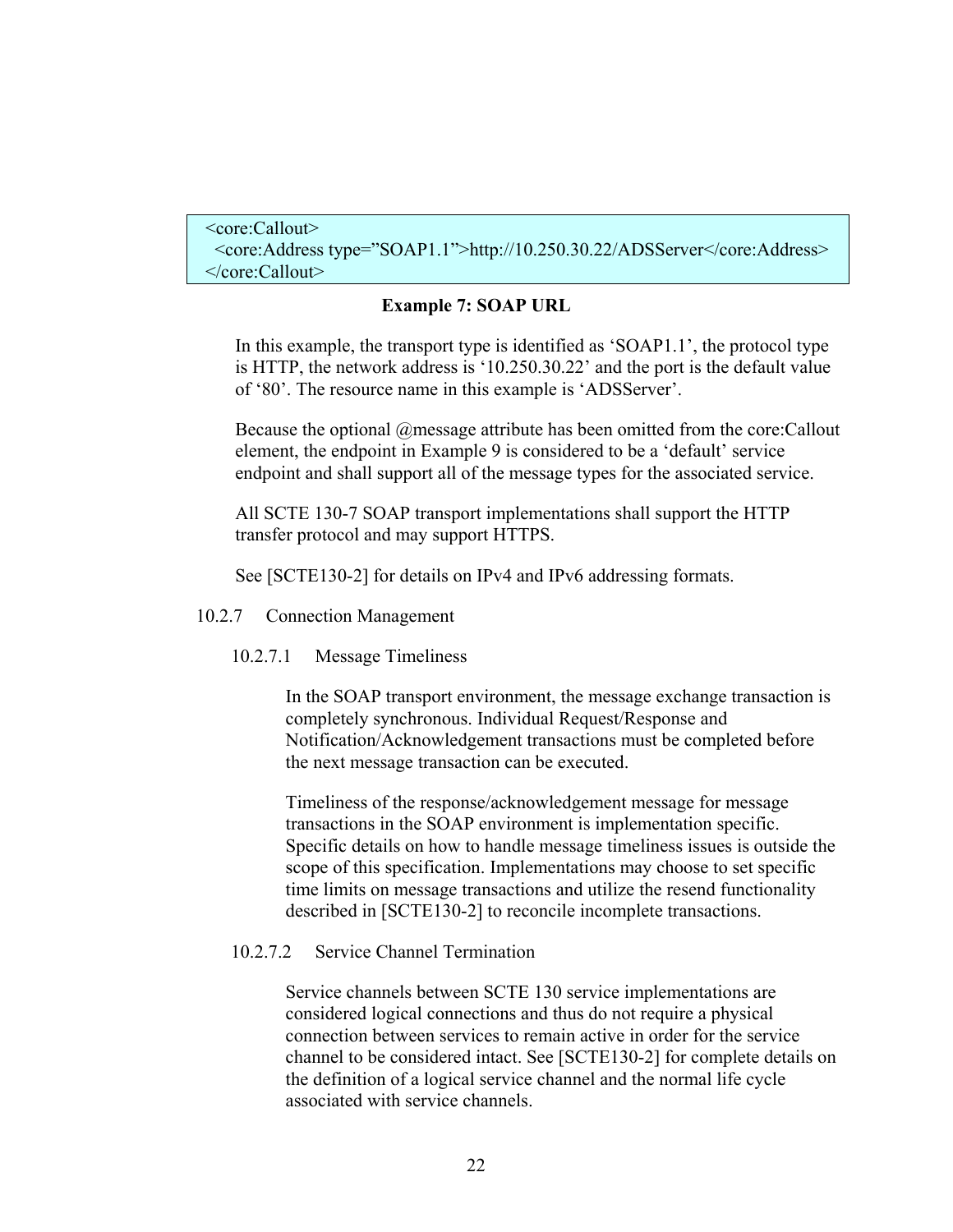```
<core:Callout>
  <core:Address type="SOAP1.1">http://10.250.30.22/ADSServer</core:Address>
</core:Callout>
```

**Example 7: SOAP URL**

In this example, the transport type is identified as 'SOAP1.1', the protocol type is HTTP, the network address is '10.250.30.22' and the port is the default value of '80'. The resource name in this example is 'ADSServer'.

Because the optional @message attribute has been omitted from the core:Callout element, the endpoint in Example 9 is considered to be a 'default' service endpoint and shall support all of the message types for the associated service.

All SCTE 130-7 SOAP transport implementations shall support the HTTP transfer protocol and may support HTTPS.

See [SCTE130-2] for details on IPv4 and IPv6 addressing formats.

### 10.2.7 Connection Management

#### 10.2.7.1 Message Timeliness

In the SOAP transport environment, the message exchange transaction is completely synchronous. Individual Request/Response and Notification/Acknowledgement transactions must be completed before the next message transaction can be executed.

Timeliness of the response/acknowledgement message for message transactions in the SOAP environment is implementation specific. Specific details on how to handle message timeliness issues is outside the scope of this specification. Implementations may choose to set specific time limits on message transactions and utilize the resend functionality described in [SCTE130-2] to reconcile incomplete transactions.

#### 10.2.7.2 Service Channel Termination

Service channels between SCTE 130 service implementations are considered logical connections and thus do not require a physical connection between services to remain active in order for the service channel to be considered intact. See [SCTE130-2] for complete details on the definition of a logical service channel and the normal life cycle associated with service channels.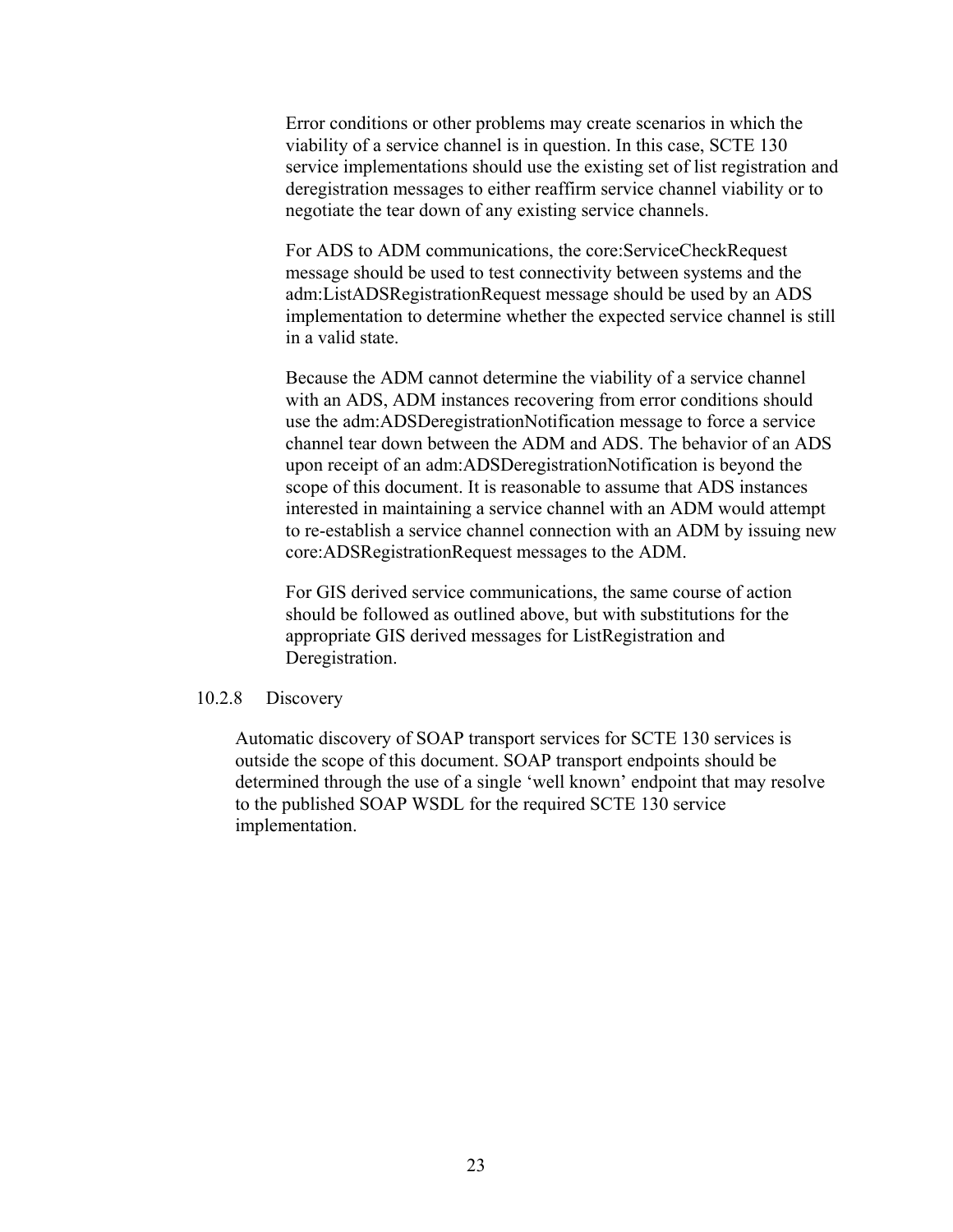Error conditions or other problems may create scenarios in which the viability of a service channel is in question. In this case, SCTE 130 service implementations should use the existing set of list registration and deregistration messages to either reaffirm service channel viability or to negotiate the tear down of any existing service channels.

For ADS to ADM communications, the core:ServiceCheckRequest message should be used to test connectivity between systems and the adm:ListADSRegistrationRequest message should be used by an ADS implementation to determine whether the expected service channel is still in a valid state.

Because the ADM cannot determine the viability of a service channel with an ADS, ADM instances recovering from error conditions should use the adm:ADSDeregistrationNotification message to force a service channel tear down between the ADM and ADS. The behavior of an ADS upon receipt of an adm:ADSDeregistrationNotification is beyond the scope of this document. It is reasonable to assume that ADS instances interested in maintaining a service channel with an ADM would attempt to re-establish a service channel connection with an ADM by issuing new core:ADSRegistrationRequest messages to the ADM.

For GIS derived service communications, the same course of action should be followed as outlined above, but with substitutions for the appropriate GIS derived messages for ListRegistration and Deregistration.

#### 10.2.8 Discovery

Automatic discovery of SOAP transport services for SCTE 130 services is outside the scope of this document. SOAP transport endpoints should be determined through the use of a single 'well known' endpoint that may resolve to the published SOAP WSDL for the required SCTE 130 service implementation.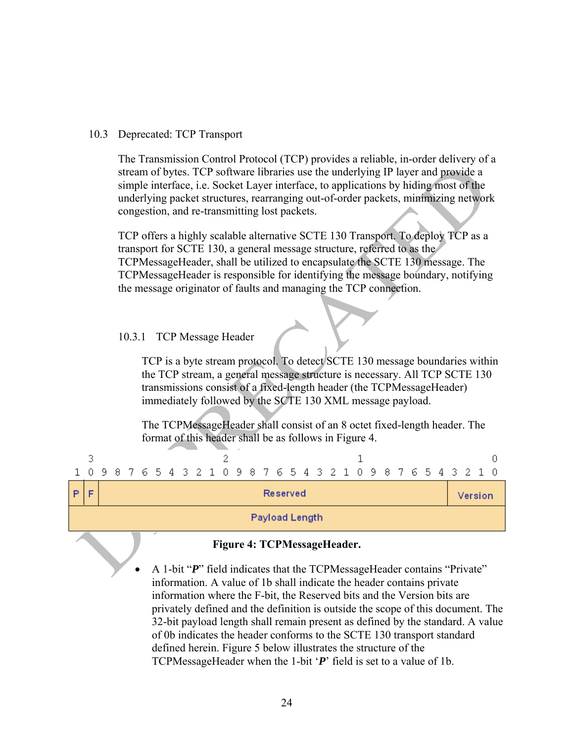## 10.3 Deprecated: TCP Transport

The Transmission Control Protocol (TCP) provides a reliable, in-order delivery of a stream of bytes. TCP software libraries use the underlying IP layer and provide a simple interface, i.e. Socket Layer interface, to applications by hiding most of the underlying packet structures, rearranging out-of-order packets, minimizing network congestion, and re-transmitting lost packets.

TCP offers a highly scalable alternative SCTE 130 Transport. To deploy TCP as a transport for SCTE 130, a general message structure, referred to as the TCPMessageHeader, shall be utilized to encapsulate the SCTE 130 message. The TCPMessageHeader is responsible for identifying the message boundary, notifying the message originator of faults and managing the TCP connection.

### 10.3.1 TCP Message Header

TCP is a byte stream protocol. To detect SCTE 130 message boundaries within the TCP stream, a general message structure is necessary. All TCP SCTE 130 transmissions consist of a fixed-length header (the TCPMessageHeader) immediately followed by the SCTE 130 XML message payload.

The TCPMessageHeader shall consist of an 8 octet fixed-length header. The format of this header shall be as follows in Figure 4.

| Bits 31 | 30 | 29–8 | 7–0 |
|---|---|---|---|
| P | F | Reserved | Version |
| Payload Length | | | |

**Figure 4: TCPMessageHeader.**

- A 1-bit "***P***" field indicates that the TCPMessageHeader contains "Private" information. A value of 1b shall indicate the header contains private information where the F-bit, the Reserved bits and the Version bits are privately defined and the definition is outside the scope of this document. The 32-bit payload length shall remain present as defined by the standard. A value of 0b indicates the header conforms to the SCTE 130 transport standard defined herein. Figure 5 below illustrates the structure of the TCPMessageHeader when the 1-bit '***P***' field is set to a value of 1b.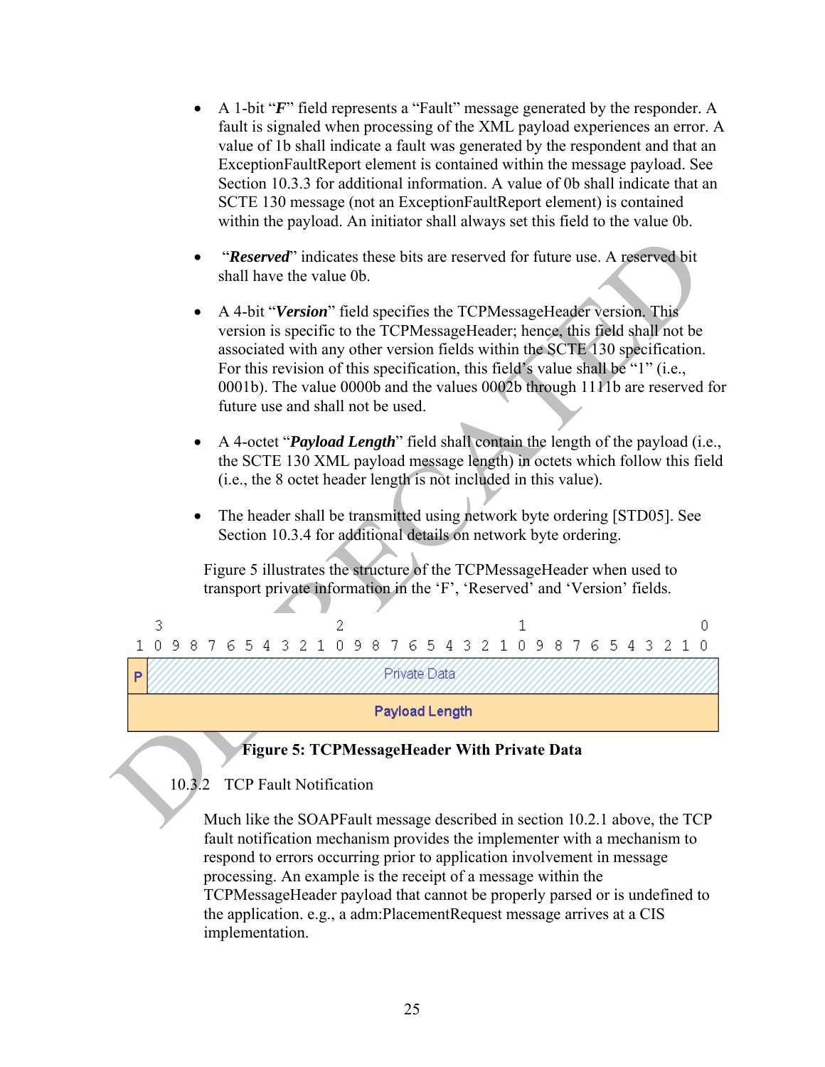- A 1-bit "***F***" field represents a "Fault" message generated by the responder. A fault is signaled when processing of the XML payload experiences an error. A value of 1b shall indicate a fault was generated by the respondent and that an ExceptionFaultReport element is contained within the message payload. See Section 10.3.3 for additional information. A value of 0b shall indicate that an SCTE 130 message (not an ExceptionFaultReport element) is contained within the payload. An initiator shall always set this field to the value 0b.

- "***Reserved***" indicates these bits are reserved for future use. A reserved bit shall have the value 0b.

- A 4-bit "***Version***" field specifies the TCPMessageHeader version. This version is specific to the TCPMessageHeader; hence, this field shall not be associated with any other version fields within the SCTE 130 specification. For this revision of this specification, this field's value shall be "1" (i.e., 0001b). The value 0000b and the values 0002b through 1111b are reserved for future use and shall not be used.

- A 4-octet "***Payload Length***" field shall contain the length of the payload (i.e., the SCTE 130 XML payload message length) in octets which follow this field (i.e., the 8 octet header length is not included in this value).

- The header shall be transmitted using network byte ordering [STD05]. See Section 10.3.4 for additional details on network byte ordering.

Figure 5 illustrates the structure of the TCPMessageHeader when used to transport private information in the 'F', 'Reserved' and 'Version' fields.

```
 3                   2                   1                   0
 1 0 9 8 7 6 5 4 3 2 1 0 9 8 7 6 5 4 3 2 1 0 9 8 7 6 5 4 3 2 1 0
+-+-------------------------------------------------------------+
|P|                        Private Data                         |
+-+-------------------------------------------------------------+
|                        Payload Length                         |
+---------------------------------------------------------------+
```

**Figure 5: TCPMessageHeader With Private Data**

### 10.3.2 TCP Fault Notification

Much like the SOAPFault message described in section 10.2.1 above, the TCP fault notification mechanism provides the implementer with a mechanism to respond to errors occurring prior to application involvement in message processing. An example is the receipt of a message within the TCPMessageHeader payload that cannot be properly parsed or is undefined to the application. e.g., a adm:PlacementRequest message arrives at a CIS implementation.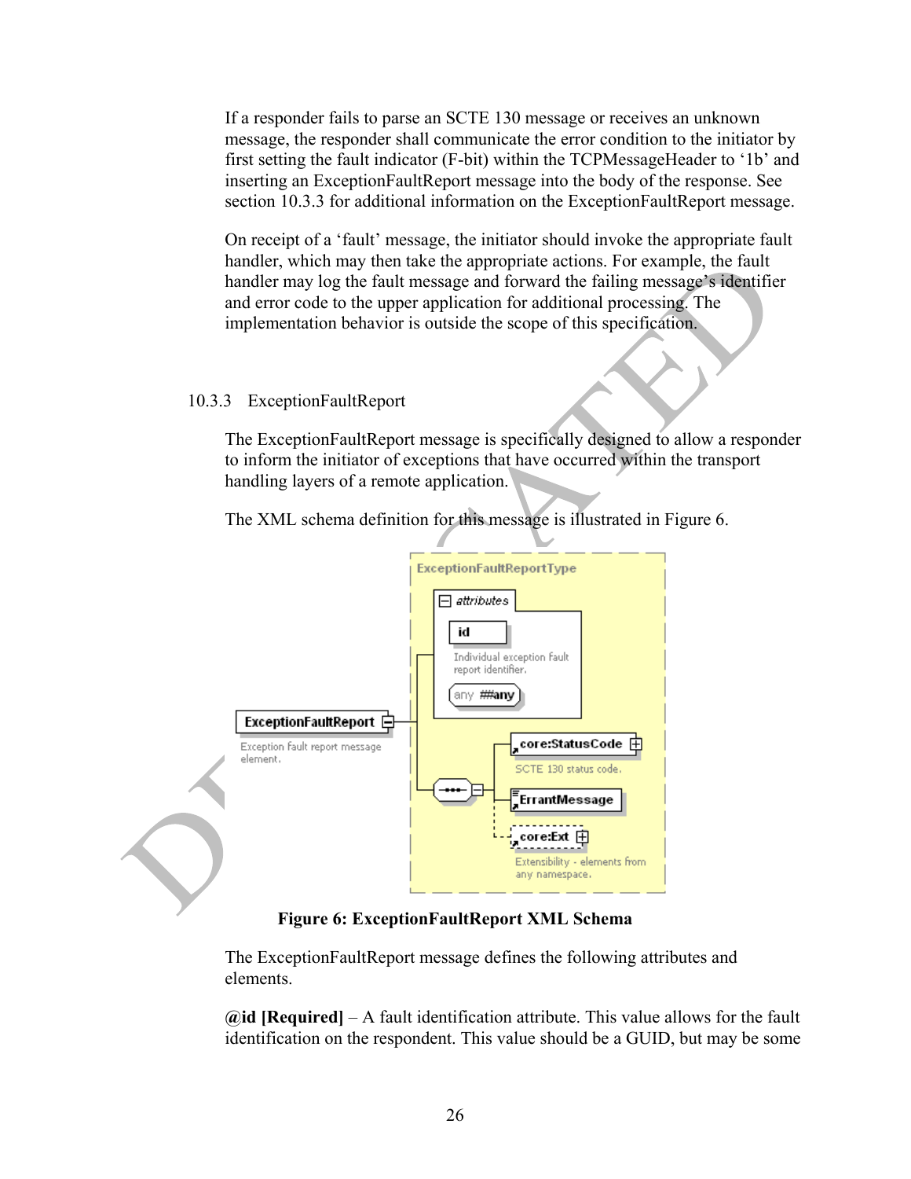If a responder fails to parse an SCTE 130 message or receives an unknown message, the responder shall communicate the error condition to the initiator by first setting the fault indicator (F-bit) within the TCPMessageHeader to '1b' and inserting an ExceptionFaultReport message into the body of the response. See section 10.3.3 for additional information on the ExceptionFaultReport message.

On receipt of a 'fault' message, the initiator should invoke the appropriate fault handler, which may then take the appropriate actions. For example, the fault handler may log the fault message and forward the failing message's identifier and error code to the upper application for additional processing. The implementation behavior is outside the scope of this specification.

### 10.3.3 ExceptionFaultReport

The ExceptionFaultReport message is specifically designed to allow a responder to inform the initiator of exceptions that have occurred within the transport handling layers of a remote application.

The XML schema definition for this message is illustrated in Figure 6.

**Figure 6: ExceptionFaultReport XML Schema**

The ExceptionFaultReport message defines the following attributes and elements.

**@id [Required]** – A fault identification attribute. This value allows for the fault identification on the respondent. This value should be a GUID, but may be some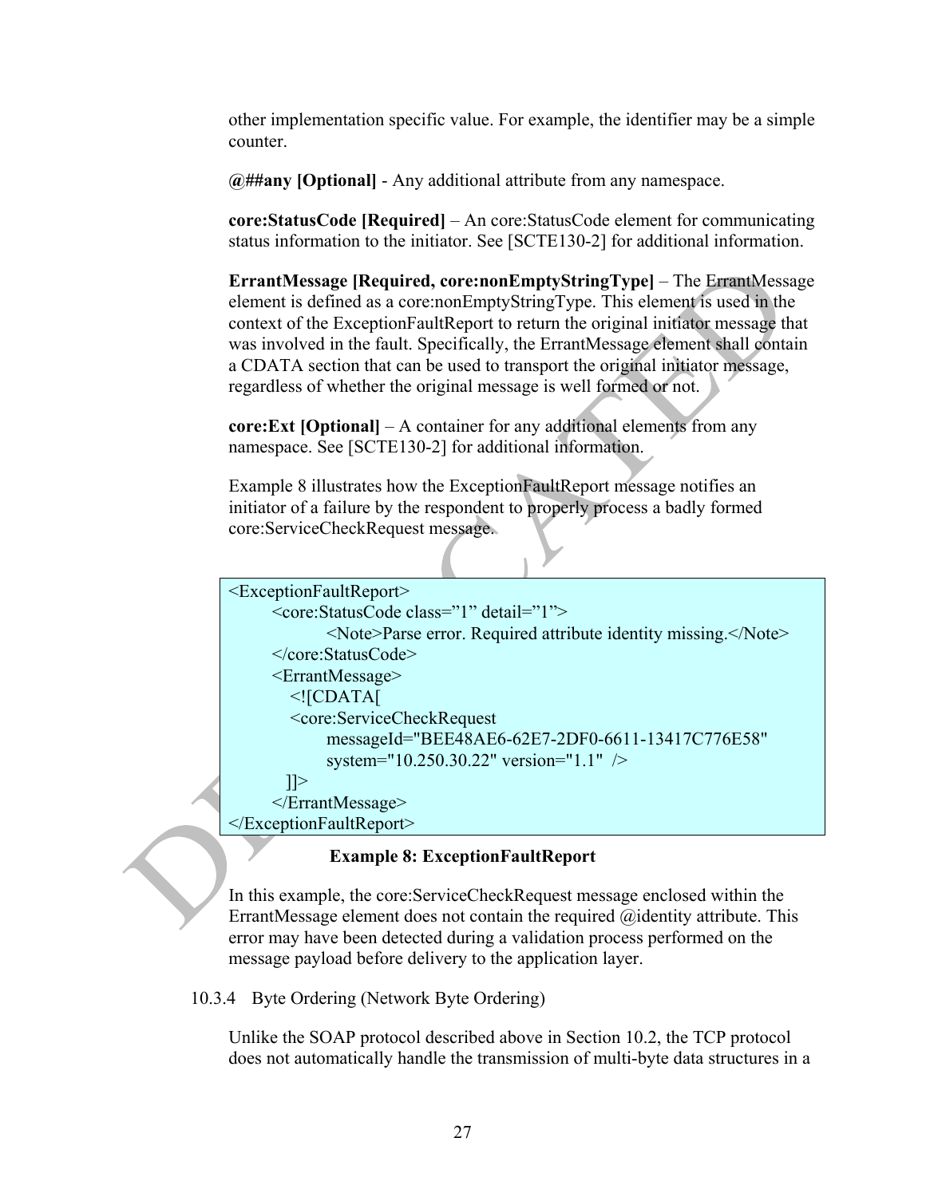other implementation specific value. For example, the identifier may be a simple counter.

**@##any [Optional]** - Any additional attribute from any namespace.

**core:StatusCode [Required]** – An core:StatusCode element for communicating status information to the initiator. See [SCTE130-2] for additional information.

**ErrantMessage [Required, core:nonEmptyStringType]** – The ErrantMessage element is defined as a core:nonEmptyStringType. This element is used in the context of the ExceptionFaultReport to return the original initiator message that was involved in the fault. Specifically, the ErrantMessage element shall contain a CDATA section that can be used to transport the original initiator message, regardless of whether the original message is well formed or not.

**core:Ext [Optional]** – A container for any additional elements from any namespace. See [SCTE130-2] for additional information.

Example 8 illustrates how the ExceptionFaultReport message notifies an initiator of a failure by the respondent to properly process a badly formed core:ServiceCheckRequest message.

```
<ExceptionFaultReport>
        <core:StatusCode class="1" detail="1">
                <Note>Parse error. Required attribute identity missing.</Note>
        </core:StatusCode>
        <ErrantMessage>
           <![CDATA[
           <core:ServiceCheckRequest
                messageId="BEE48AE6-62E7-2DF0-6611-13417C776E58"
                system="10.250.30.22" version="1.1"  />
          ]]>
        </ErrantMessage>
</ExceptionFaultReport>
```

**Example 8: ExceptionFaultReport**

In this example, the core:ServiceCheckRequest message enclosed within the ErrantMessage element does not contain the required @identity attribute. This error may have been detected during a validation process performed on the message payload before delivery to the application layer.

### 10.3.4 Byte Ordering (Network Byte Ordering)

Unlike the SOAP protocol described above in Section 10.2, the TCP protocol does not automatically handle the transmission of multi-byte data structures in a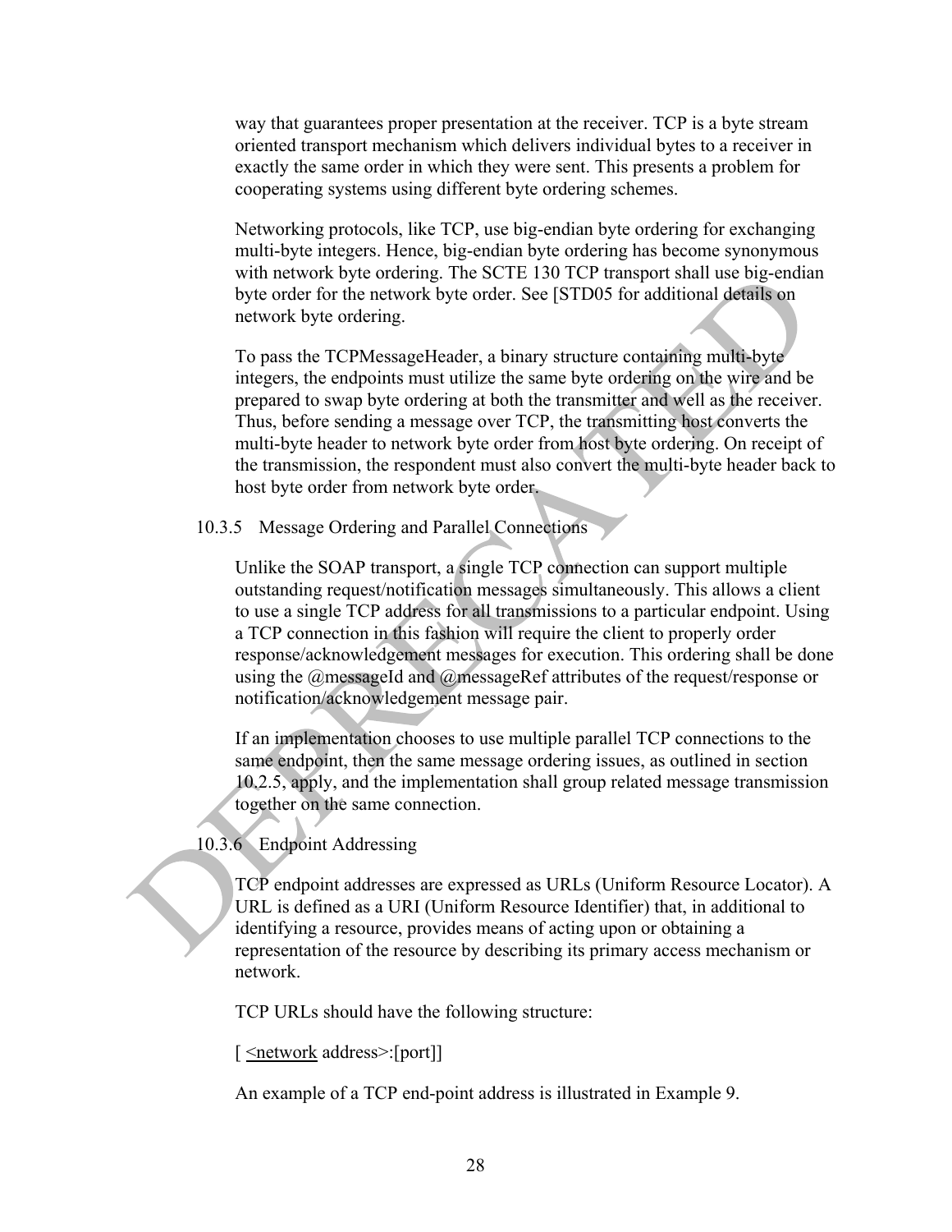way that guarantees proper presentation at the receiver. TCP is a byte stream oriented transport mechanism which delivers individual bytes to a receiver in exactly the same order in which they were sent. This presents a problem for cooperating systems using different byte ordering schemes.

Networking protocols, like TCP, use big-endian byte ordering for exchanging multi-byte integers. Hence, big-endian byte ordering has become synonymous with network byte ordering. The SCTE 130 TCP transport shall use big-endian byte order for the network byte order. See [STD05 for additional details on network byte ordering.

To pass the TCPMessageHeader, a binary structure containing multi-byte integers, the endpoints must utilize the same byte ordering on the wire and be prepared to swap byte ordering at both the transmitter and well as the receiver. Thus, before sending a message over TCP, the transmitting host converts the multi-byte header to network byte order from host byte ordering. On receipt of the transmission, the respondent must also convert the multi-byte header back to host byte order from network byte order.

### 10.3.5 Message Ordering and Parallel Connections

Unlike the SOAP transport, a single TCP connection can support multiple outstanding request/notification messages simultaneously. This allows a client to use a single TCP address for all transmissions to a particular endpoint. Using a TCP connection in this fashion will require the client to properly order response/acknowledgement messages for execution. This ordering shall be done using the @messageId and @messageRef attributes of the request/response or notification/acknowledgement message pair.

If an implementation chooses to use multiple parallel TCP connections to the same endpoint, then the same message ordering issues, as outlined in section 10.2.5, apply, and the implementation shall group related message transmission together on the same connection.

### 10.3.6 Endpoint Addressing

TCP endpoint addresses are expressed as URLs (Uniform Resource Locator). A URL is defined as a URI (Uniform Resource Identifier) that, in additional to identifying a resource, provides means of acting upon or obtaining a representation of the resource by describing its primary access mechanism or network.

TCP URLs should have the following structure:

[ <network address>:[port]]

An example of a TCP end-point address is illustrated in Example 9.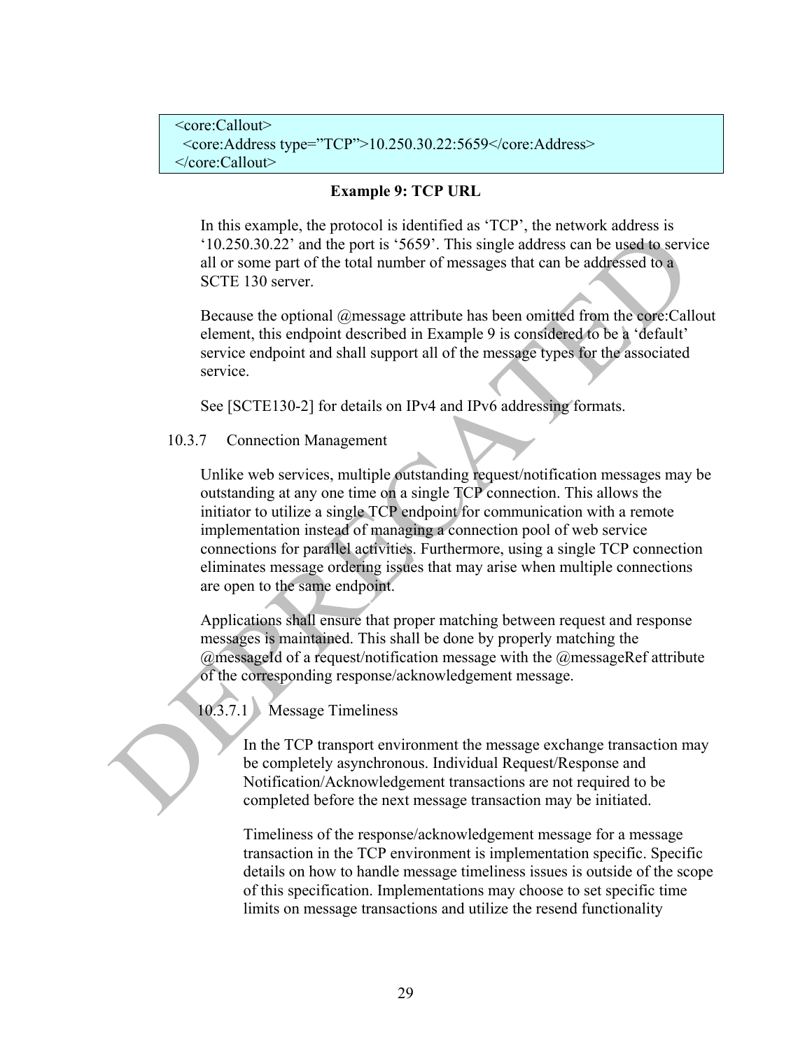```
<core:Callout>
  <core:Address type="TCP">10.250.30.22:5659</core:Address>
</core:Callout>
```

**Example 9: TCP URL**

In this example, the protocol is identified as 'TCP', the network address is '10.250.30.22' and the port is '5659'. This single address can be used to service all or some part of the total number of messages that can be addressed to a SCTE 130 server.

Because the optional @message attribute has been omitted from the core:Callout element, this endpoint described in Example 9 is considered to be a 'default' service endpoint and shall support all of the message types for the associated service.

See [SCTE130-2] for details on IPv4 and IPv6 addressing formats.

### 10.3.7 Connection Management

Unlike web services, multiple outstanding request/notification messages may be outstanding at any one time on a single TCP connection. This allows the initiator to utilize a single TCP endpoint for communication with a remote implementation instead of managing a connection pool of web service connections for parallel activities. Furthermore, using a single TCP connection eliminates message ordering issues that may arise when multiple connections are open to the same endpoint.

Applications shall ensure that proper matching between request and response messages is maintained. This shall be done by properly matching the @messageId of a request/notification message with the @messageRef attribute of the corresponding response/acknowledgement message.

#### 10.3.7.1 Message Timeliness

In the TCP transport environment the message exchange transaction may be completely asynchronous. Individual Request/Response and Notification/Acknowledgement transactions are not required to be completed before the next message transaction may be initiated.

Timeliness of the response/acknowledgement message for a message transaction in the TCP environment is implementation specific. Specific details on how to handle message timeliness issues is outside of the scope of this specification. Implementations may choose to set specific time limits on message transactions and utilize the resend functionality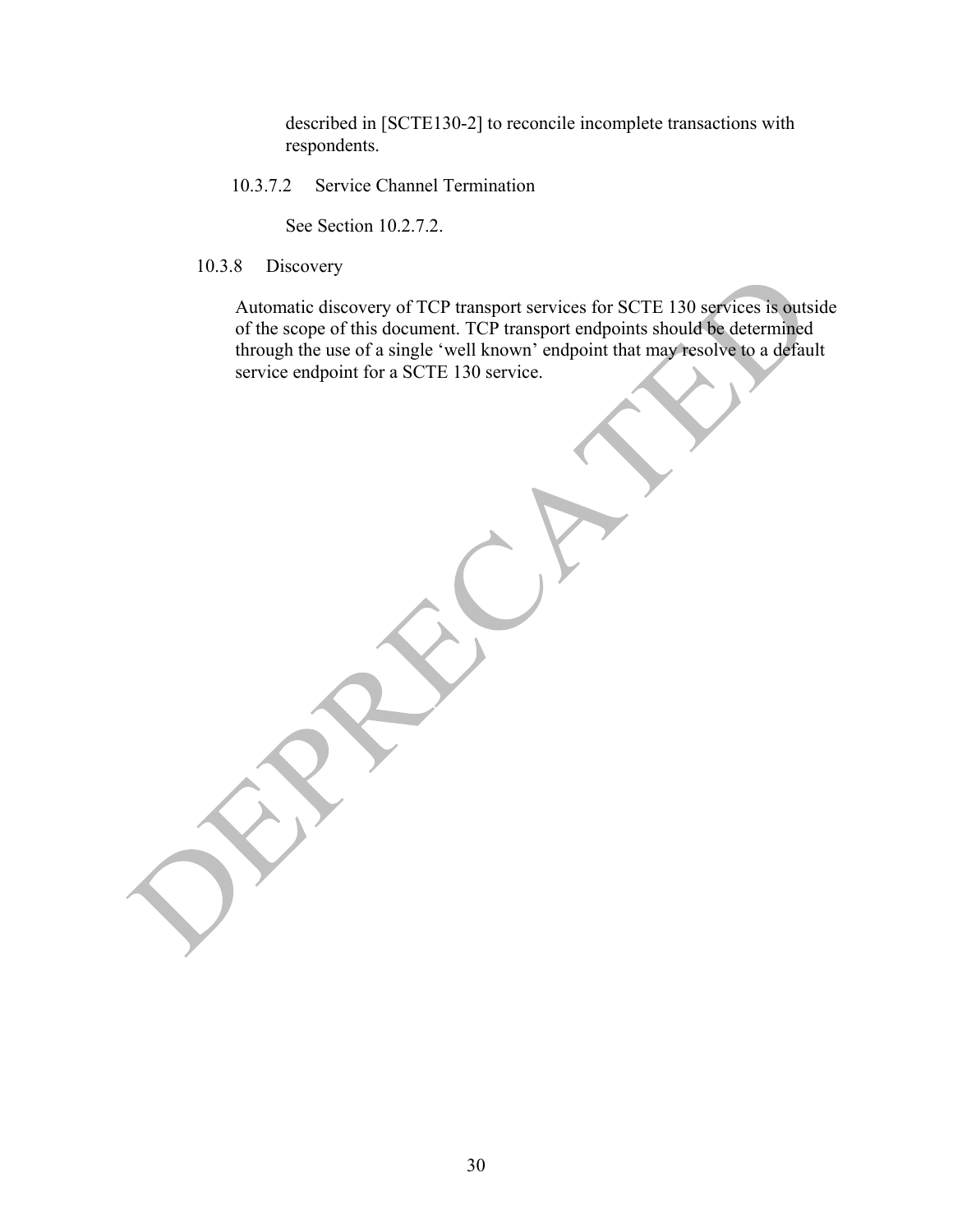described in [SCTE130-2] to reconcile incomplete transactions with respondents.

##### 10.3.7.2 Service Channel Termination

See Section 10.2.7.2.

#### 10.3.8 Discovery

Automatic discovery of TCP transport services for SCTE 130 services is outside of the scope of this document. TCP transport endpoints should be determined through the use of a single 'well known' endpoint that may resolve to a default service endpoint for a SCTE 130 service.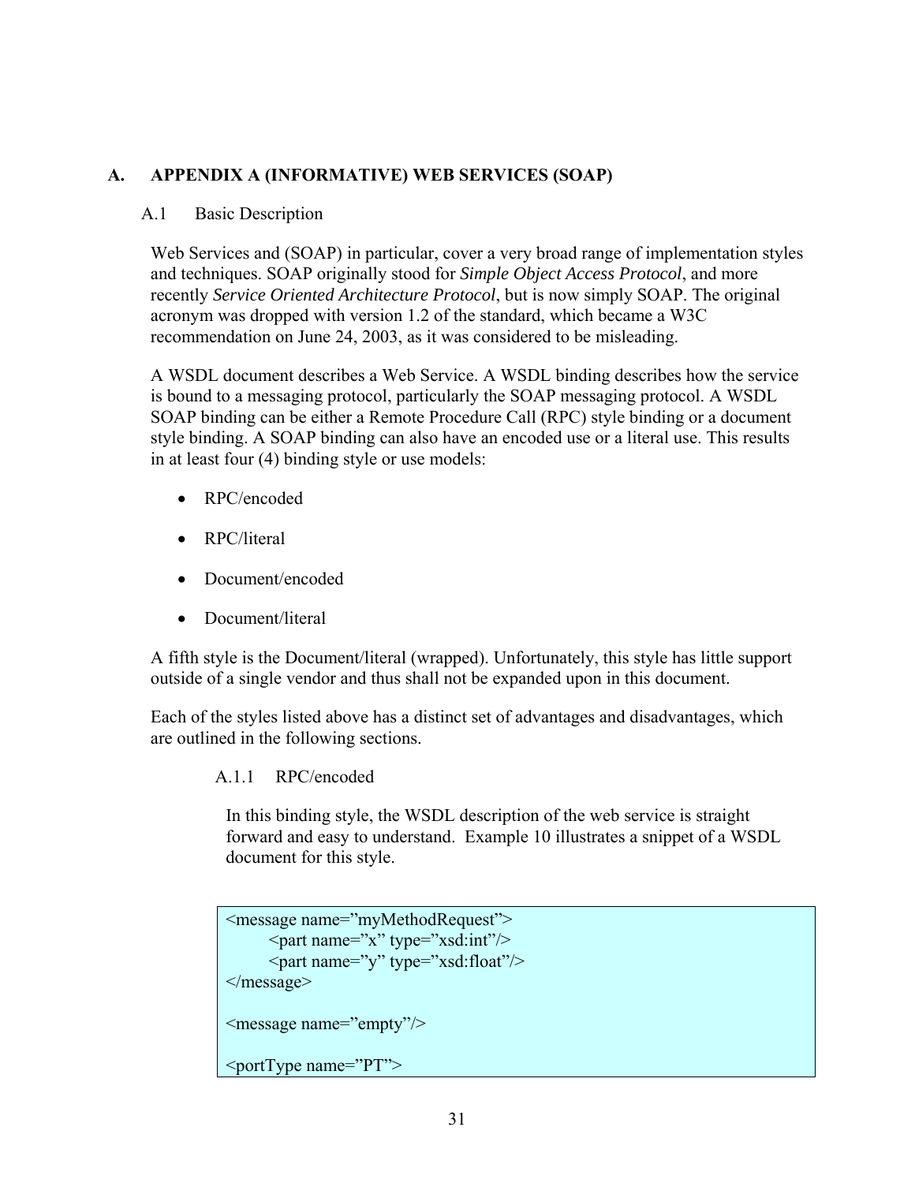# A. APPENDIX A (INFORMATIVE) WEB SERVICES (SOAP)

## A.1 Basic Description

Web Services and (SOAP) in particular, cover a very broad range of implementation styles and techniques. SOAP originally stood for *Simple Object Access Protocol*, and more recently *Service Oriented Architecture Protocol*, but is now simply SOAP. The original acronym was dropped with version 1.2 of the standard, which became a W3C recommendation on June 24, 2003, as it was considered to be misleading.

A WSDL document describes a Web Service. A WSDL binding describes how the service is bound to a messaging protocol, particularly the SOAP messaging protocol. A WSDL SOAP binding can be either a Remote Procedure Call (RPC) style binding or a document style binding. A SOAP binding can also have an encoded use or a literal use. This results in at least four (4) binding style or use models:

- RPC/encoded
- RPC/literal
- Document/encoded
- Document/literal

A fifth style is the Document/literal (wrapped). Unfortunately, this style has little support outside of a single vendor and thus shall not be expanded upon in this document.

Each of the styles listed above has a distinct set of advantages and disadvantages, which are outlined in the following sections.

### A.1.1 RPC/encoded

In this binding style, the WSDL description of the web service is straight forward and easy to understand. Example 10 illustrates a snippet of a WSDL document for this style.

```
<message name=”myMethodRequest”>
        <part name=”x” type=”xsd:int”/>
        <part name=”y” type=”xsd:float”/>
</message>

<message name=”empty”/>

<portType name=”PT”>
```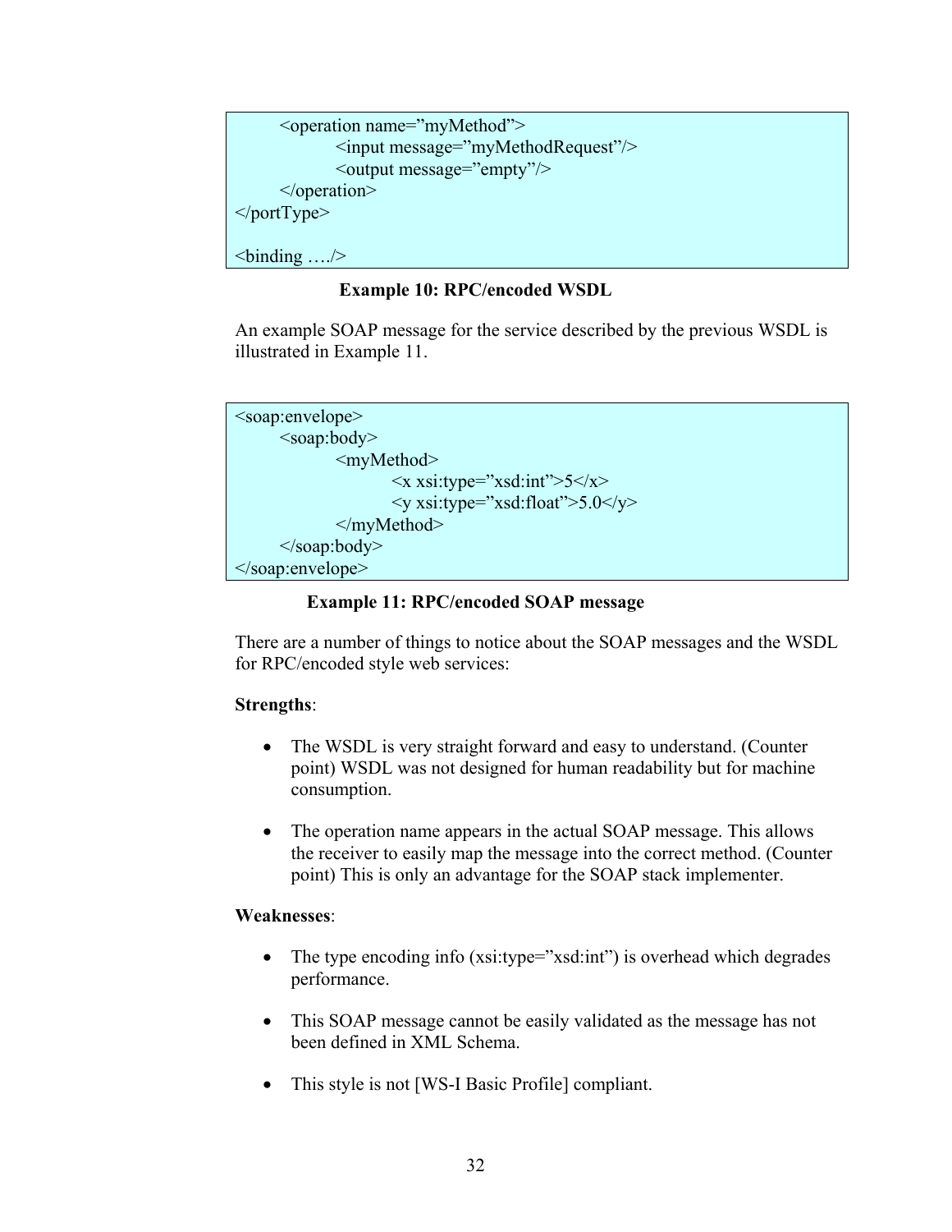```
        <operation name=”myMethod”>
                <input message=”myMethodRequest”/>
                <output message=”empty”/>
        </operation>
</portType>

<binding …./>
```

**Example 10: RPC/encoded WSDL**

An example SOAP message for the service described by the previous WSDL is illustrated in Example 11.

```
<soap:envelope>
        <soap:body>
                <myMethod>
                        <x xsi:type=”xsd:int”>5</x>
                        <y xsi:type=”xsd:float”>5.0</y>
                </myMethod>
        </soap:body>
</soap:envelope>
```

**Example 11: RPC/encoded SOAP message**

There are a number of things to notice about the SOAP messages and the WSDL for RPC/encoded style web services:

**Strengths**:

- The WSDL is very straight forward and easy to understand. (Counter point) WSDL was not designed for human readability but for machine consumption.
- The operation name appears in the actual SOAP message. This allows the receiver to easily map the message into the correct method. (Counter point) This is only an advantage for the SOAP stack implementer.

**Weaknesses**:

- The type encoding info (xsi:type=”xsd:int”) is overhead which degrades performance.
- This SOAP message cannot be easily validated as the message has not been defined in XML Schema.
- This style is not [WS-I Basic Profile] compliant.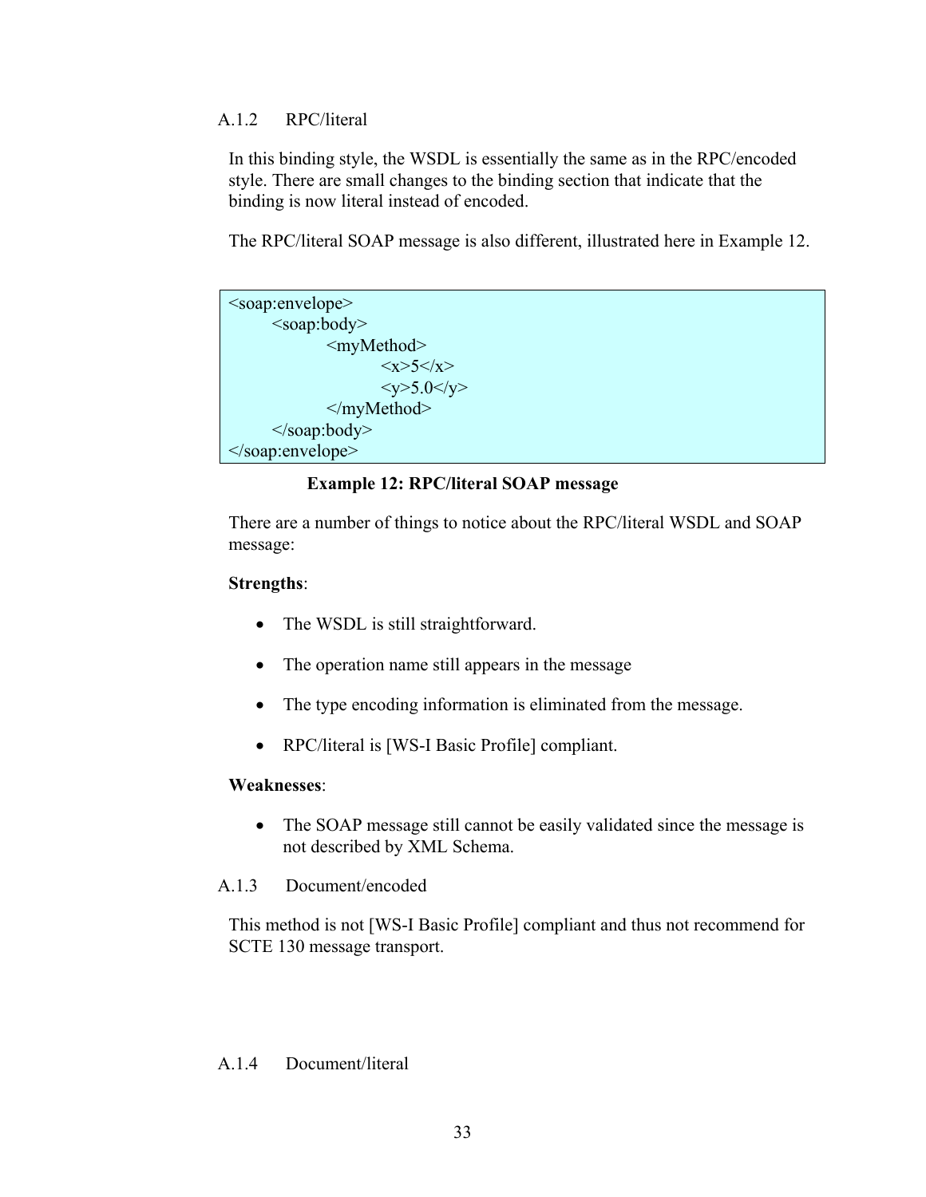### A.1.2 RPC/literal

In this binding style, the WSDL is essentially the same as in the RPC/encoded style. There are small changes to the binding section that indicate that the binding is now literal instead of encoded.

The RPC/literal SOAP message is also different, illustrated here in Example 12.

```
<soap:envelope>
    <soap:body>
        <myMethod>
            <x>5</x>
            <y>5.0</y>
        </myMethod>
    </soap:body>
</soap:envelope>
```

**Example 12: RPC/literal SOAP message**

There are a number of things to notice about the RPC/literal WSDL and SOAP message:

**Strengths**:

- The WSDL is still straightforward.
- The operation name still appears in the message
- The type encoding information is eliminated from the message.
- RPC/literal is [WS-I Basic Profile] compliant.

**Weaknesses**:

- The SOAP message still cannot be easily validated since the message is not described by XML Schema.

### A.1.3 Document/encoded

This method is not [WS-I Basic Profile] compliant and thus not recommend for SCTE 130 message transport.

### A.1.4 Document/literal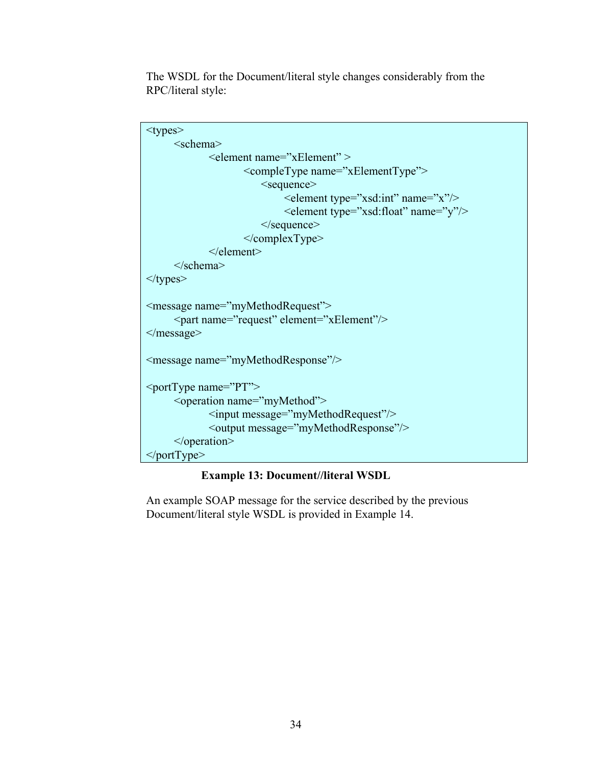The WSDL for the Document/literal style changes considerably from the RPC/literal style:

```
<types>
    <schema>
        <element name=”xElement” >
            <compleType name=”xElementType”>
                <sequence>
                    <element type=”xsd:int” name=”x”/>
                    <element type=”xsd:float” name=”y”/>
                </sequence>
            </complexType>
        </element>
    </schema>
</types>

<message name=”myMethodRequest”>
    <part name=”request” element=”xElement”/>
</message>

<message name=”myMethodResponse”/>

<portType name=”PT”>
    <operation name=”myMethod”>
        <input message=”myMethodRequest”/>
        <output message=”myMethodResponse”/>
    </operation>
</portType>
```

**Example 13: Document//literal WSDL**

An example SOAP message for the service described by the previous Document/literal style WSDL is provided in Example 14.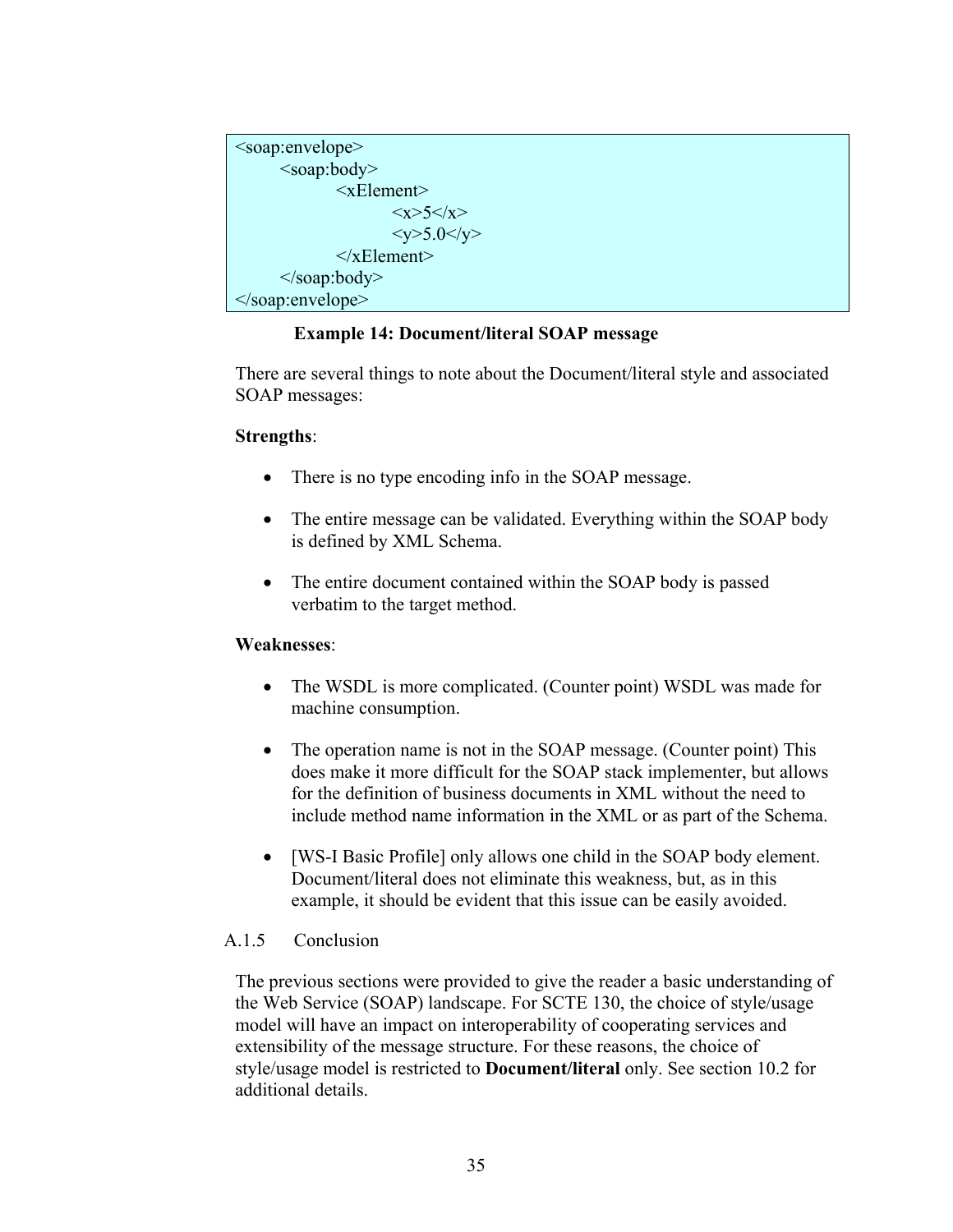```
<soap:envelope>
    <soap:body>
        <xElement>
            <x>5</x>
            <y>5.0</y>
        </xElement>
    </soap:body>
</soap:envelope>
```

**Example 14: Document/literal SOAP message**

There are several things to note about the Document/literal style and associated SOAP messages:

**Strengths**:

- There is no type encoding info in the SOAP message.
- The entire message can be validated. Everything within the SOAP body is defined by XML Schema.
- The entire document contained within the SOAP body is passed verbatim to the target method.

**Weaknesses**:

- The WSDL is more complicated. (Counter point) WSDL was made for machine consumption.
- The operation name is not in the SOAP message. (Counter point) This does make it more difficult for the SOAP stack implementer, but allows for the definition of business documents in XML without the need to include method name information in the XML or as part of the Schema.
- [WS-I Basic Profile] only allows one child in the SOAP body element. Document/literal does not eliminate this weakness, but, as in this example, it should be evident that this issue can be easily avoided.

### A.1.5 Conclusion

The previous sections were provided to give the reader a basic understanding of the Web Service (SOAP) landscape. For SCTE 130, the choice of style/usage model will have an impact on interoperability of cooperating services and extensibility of the message structure. For these reasons, the choice of style/usage model is restricted to **Document/literal** only. See section 10.2 for additional details.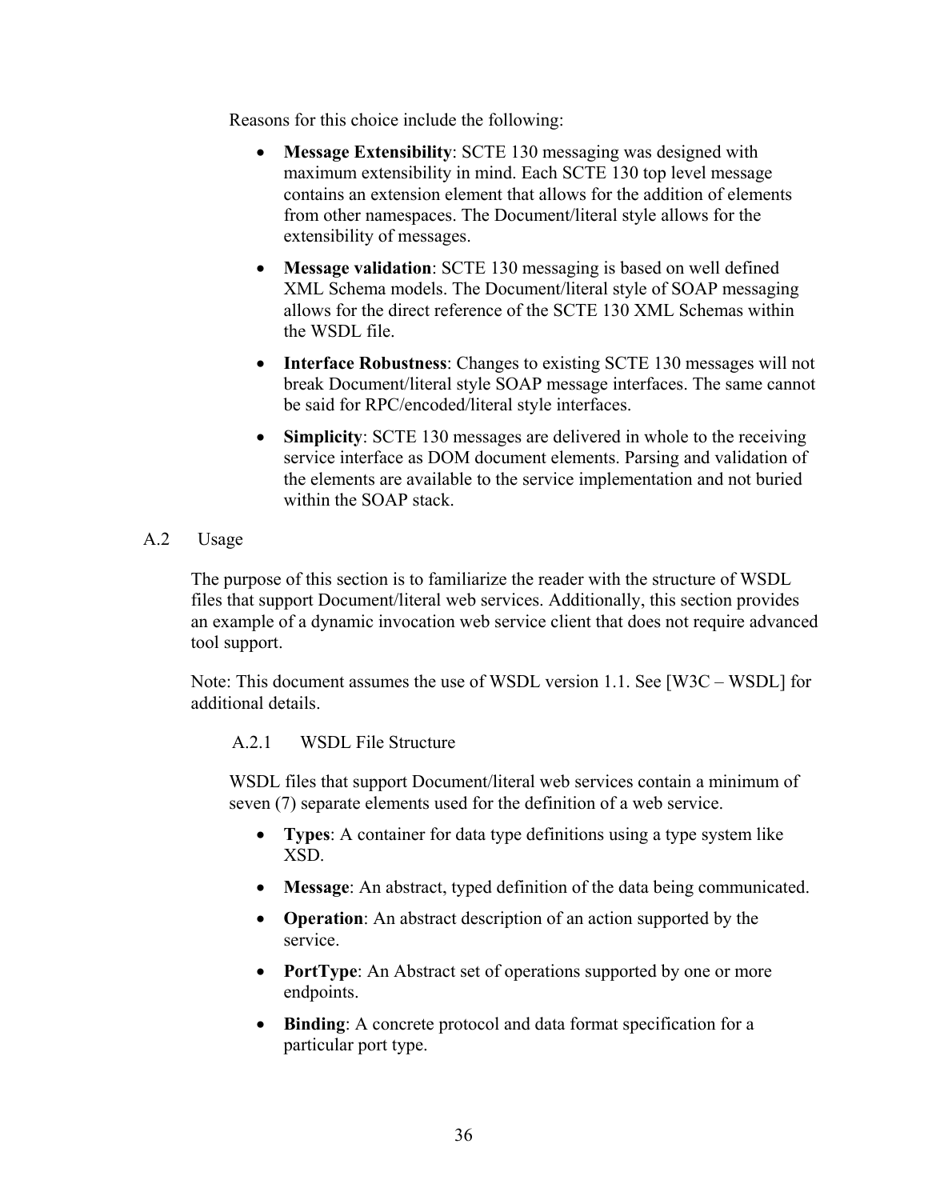Reasons for this choice include the following:

- **Message Extensibility**: SCTE 130 messaging was designed with maximum extensibility in mind. Each SCTE 130 top level message contains an extension element that allows for the addition of elements from other namespaces. The Document/literal style allows for the extensibility of messages.
- **Message validation**: SCTE 130 messaging is based on well defined XML Schema models. The Document/literal style of SOAP messaging allows for the direct reference of the SCTE 130 XML Schemas within the WSDL file.
- **Interface Robustness**: Changes to existing SCTE 130 messages will not break Document/literal style SOAP message interfaces. The same cannot be said for RPC/encoded/literal style interfaces.
- **Simplicity**: SCTE 130 messages are delivered in whole to the receiving service interface as DOM document elements. Parsing and validation of the elements are available to the service implementation and not buried within the SOAP stack.

## A.2 Usage

The purpose of this section is to familiarize the reader with the structure of WSDL files that support Document/literal web services. Additionally, this section provides an example of a dynamic invocation web service client that does not require advanced tool support.

Note: This document assumes the use of WSDL version 1.1. See [W3C – WSDL] for additional details.

### A.2.1 WSDL File Structure

WSDL files that support Document/literal web services contain a minimum of seven (7) separate elements used for the definition of a web service.

- **Types**: A container for data type definitions using a type system like XSD.
- **Message**: An abstract, typed definition of the data being communicated.
- **Operation**: An abstract description of an action supported by the service.
- **PortType**: An Abstract set of operations supported by one or more endpoints.
- **Binding**: A concrete protocol and data format specification for a particular port type.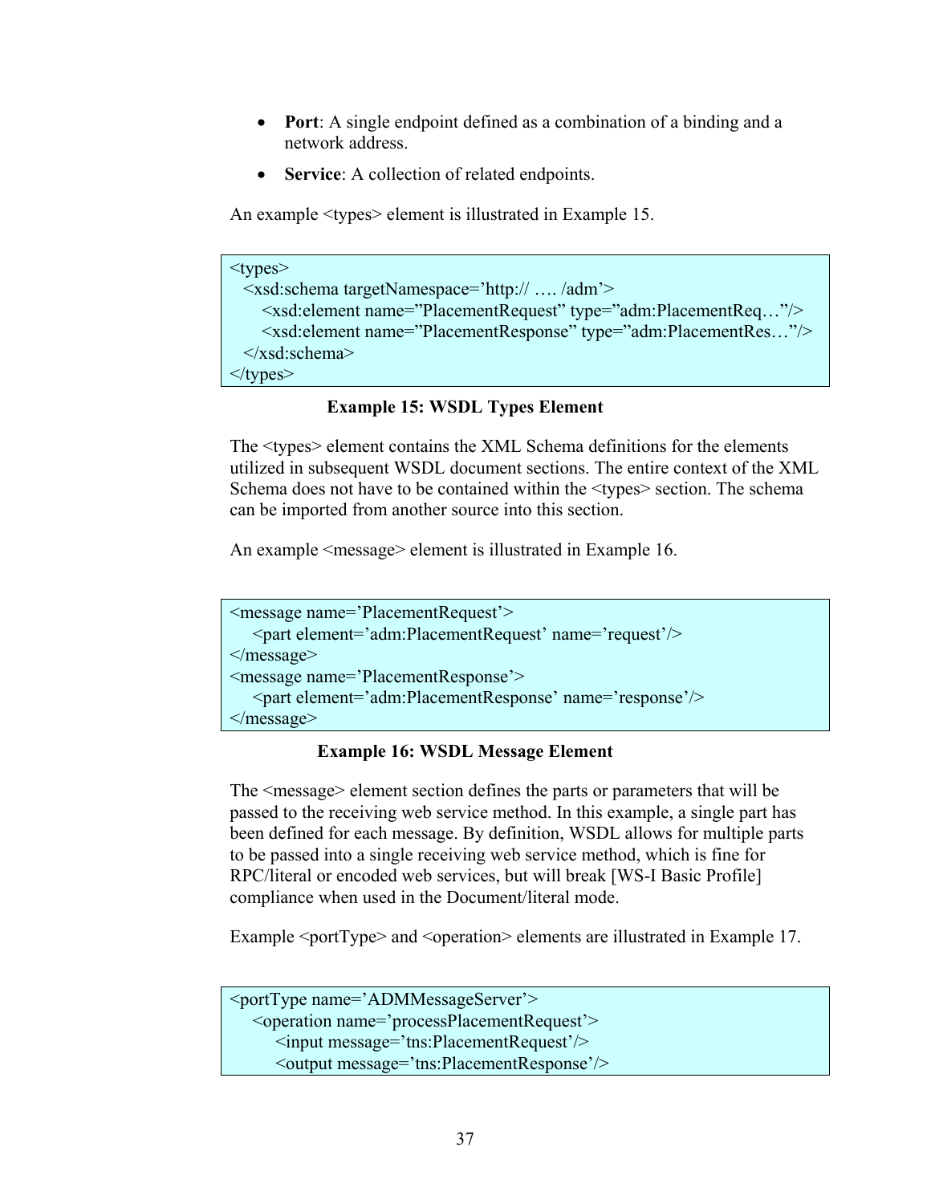- **Port**: A single endpoint defined as a combination of a binding and a network address.
- **Service**: A collection of related endpoints.

An example <types> element is illustrated in Example 15.

```
<types>
  <xsd:schema targetNamespace='http:// …. /adm'>
     <xsd:element name="PlacementRequest" type="adm:PlacementReq…"/>
     <xsd:element name="PlacementResponse" type="adm:PlacementRes…"/>
  </xsd:schema>
</types>
```

**Example 15: WSDL Types Element**

The <types> element contains the XML Schema definitions for the elements utilized in subsequent WSDL document sections. The entire context of the XML Schema does not have to be contained within the <types> section. The schema can be imported from another source into this section.

An example <message> element is illustrated in Example 16.

```
<message name='PlacementRequest'>
    <part element='adm:PlacementRequest' name='request'/>
</message>
<message name='PlacementResponse'>
    <part element='adm:PlacementResponse' name='response'/>
</message>
```

**Example 16: WSDL Message Element**

The <message> element section defines the parts or parameters that will be passed to the receiving web service method. In this example, a single part has been defined for each message. By definition, WSDL allows for multiple parts to be passed into a single receiving web service method, which is fine for RPC/literal or encoded web services, but will break [WS-I Basic Profile] compliance when used in the Document/literal mode.

Example <portType> and <operation> elements are illustrated in Example 17.

```
<portType name='ADMMessageServer'>
    <operation name='processPlacementRequest'>
        <input message='tns:PlacementRequest'/>
        <output message='tns:PlacementResponse'/>
```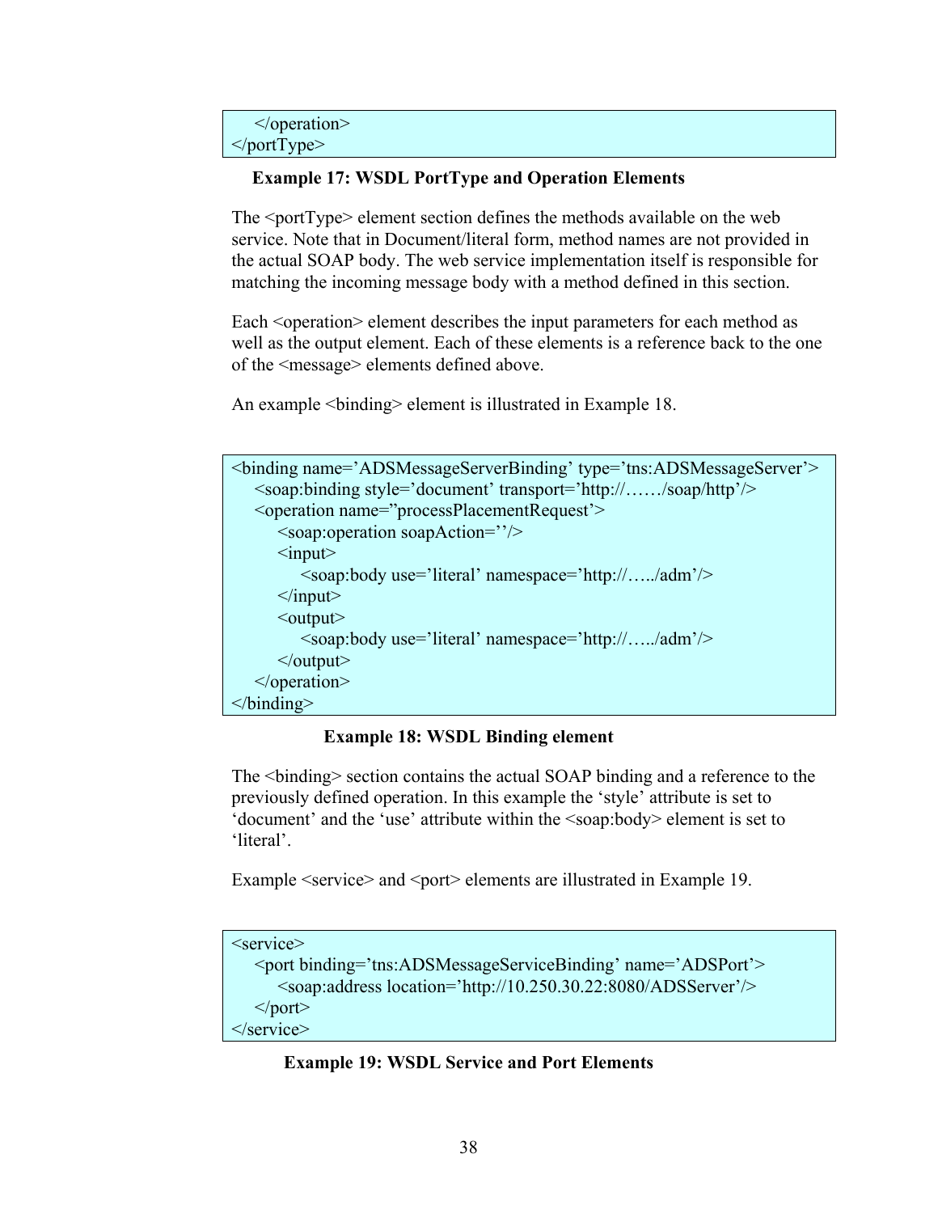```
    </operation>
</portType>
```

**Example 17: WSDL PortType and Operation Elements**

The <portType> element section defines the methods available on the web service. Note that in Document/literal form, method names are not provided in the actual SOAP body. The web service implementation itself is responsible for matching the incoming message body with a method defined in this section.

Each <operation> element describes the input parameters for each method as well as the output element. Each of these elements is a reference back to the one of the <message> elements defined above.

An example <binding> element is illustrated in Example 18.

```
<binding name='ADSMessageServerBinding' type='tns:ADSMessageServer'>
    <soap:binding style='document' transport='http://……/soap/http'/>
    <operation name="processPlacementRequest'>
        <soap:operation soapAction=''/>
        <input>
            <soap:body use='literal' namespace='http://…../adm'/>
        </input>
        <output>
            <soap:body use='literal' namespace='http://…../adm'/>
        </output>
    </operation>
</binding>
```

**Example 18: WSDL Binding element**

The <binding> section contains the actual SOAP binding and a reference to the previously defined operation. In this example the 'style' attribute is set to 'document' and the 'use' attribute within the <soap:body> element is set to 'literal'.

Example <service> and <port> elements are illustrated in Example 19.

```
<service>
    <port binding='tns:ADSMessageServiceBinding' name='ADSPort'>
        <soap:address location='http://10.250.30.22:8080/ADSServer'/>
    </port>
</service>
```

**Example 19: WSDL Service and Port Elements**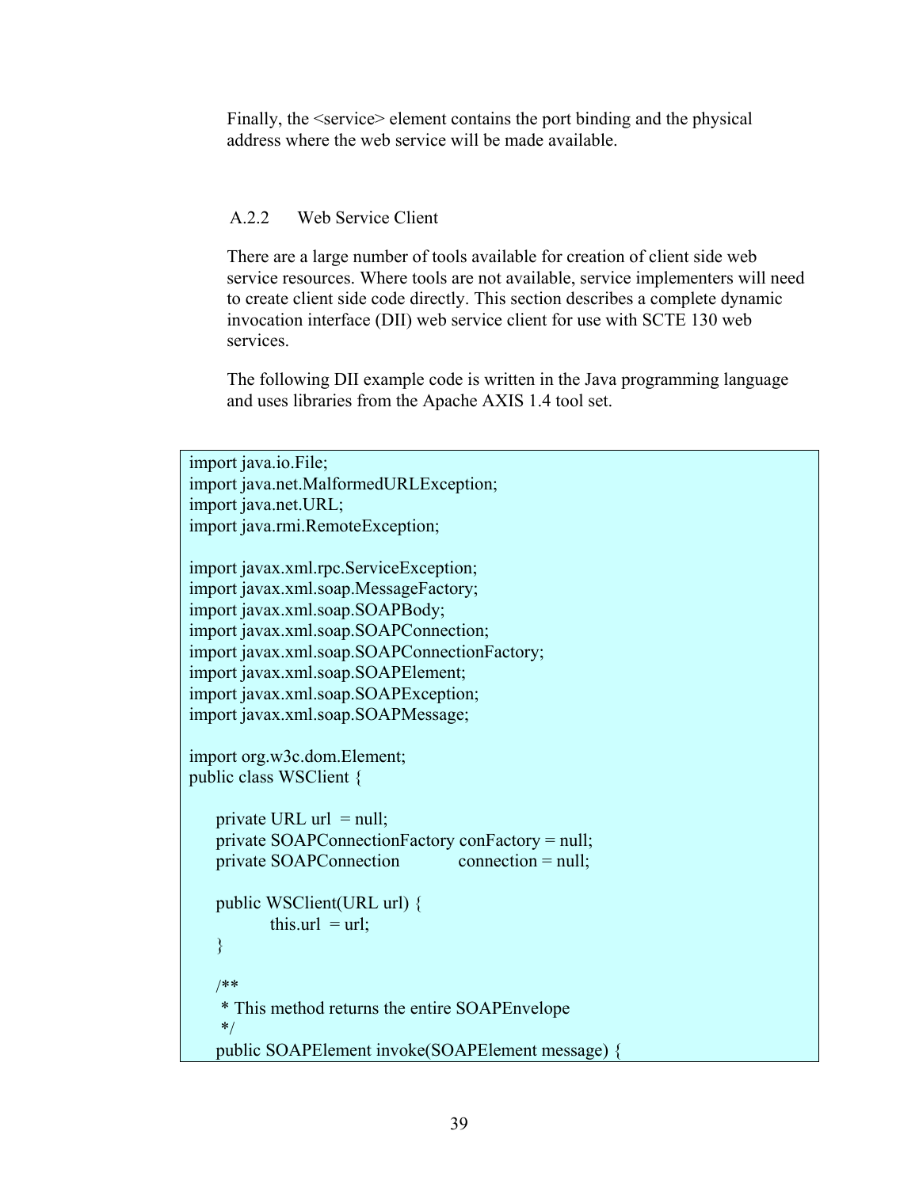Finally, the <service> element contains the port binding and the physical address where the web service will be made available.

### A.2.2 Web Service Client

There are a large number of tools available for creation of client side web service resources. Where tools are not available, service implementers will need to create client side code directly. This section describes a complete dynamic invocation interface (DII) web service client for use with SCTE 130 web services.

The following DII example code is written in the Java programming language and uses libraries from the Apache AXIS 1.4 tool set.

```
import java.io.File;
import java.net.MalformedURLException;
import java.net.URL;
import java.rmi.RemoteException;

import javax.xml.rpc.ServiceException;
import javax.xml.soap.MessageFactory;
import javax.xml.soap.SOAPBody;
import javax.xml.soap.SOAPConnection;
import javax.xml.soap.SOAPConnectionFactory;
import javax.xml.soap.SOAPElement;
import javax.xml.soap.SOAPException;
import javax.xml.soap.SOAPMessage;

import org.w3c.dom.Element;
public class WSClient {

    private URL url  = null;
    private SOAPConnectionFactory conFactory = null;
    private SOAPConnection          connection = null;

    public WSClient(URL url) {
            this.url  = url;
    }

    /**
     * This method returns the entire SOAPEnvelope
     */
    public SOAPElement invoke(SOAPElement message) {
```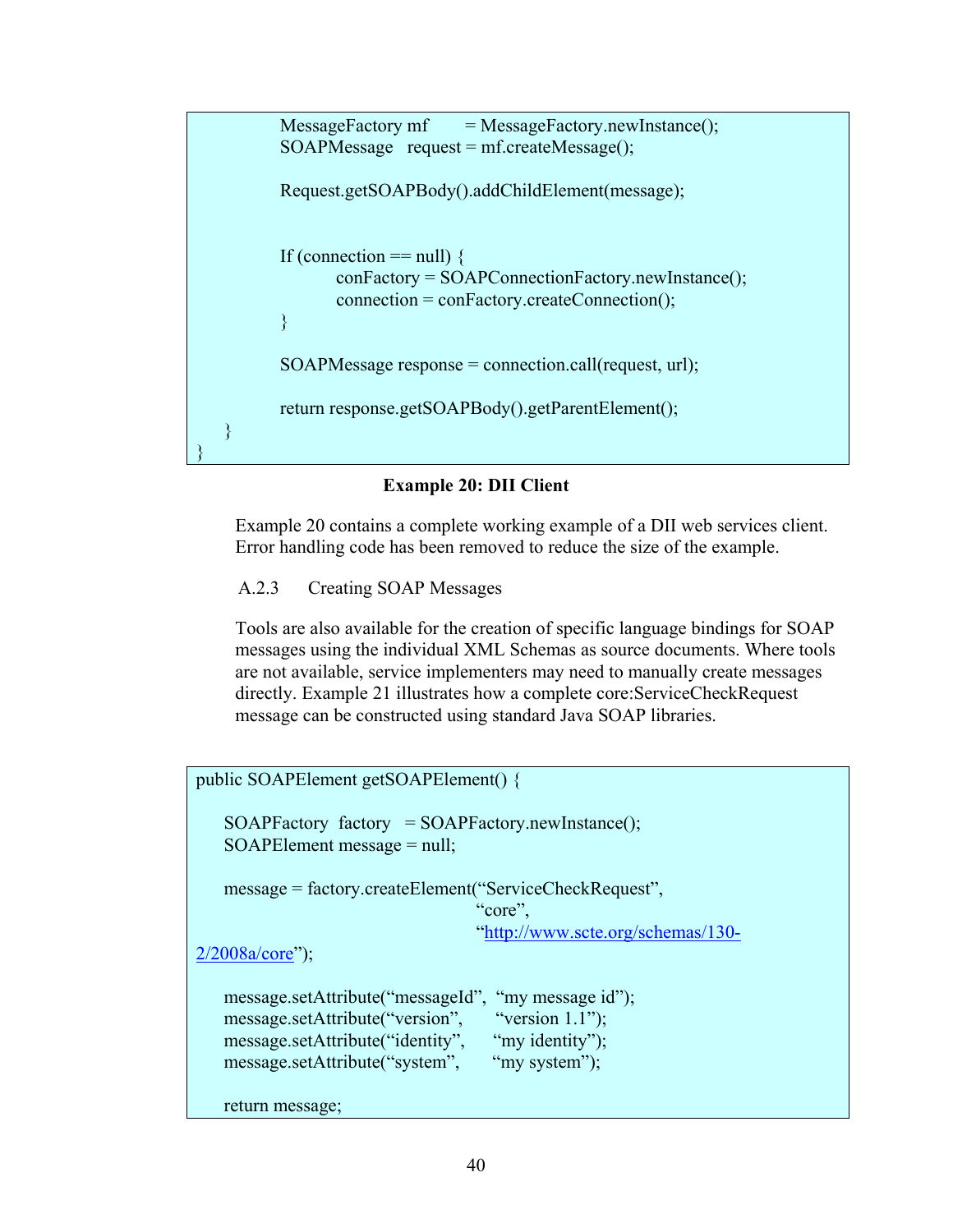```
            MessageFactory mf       = MessageFactory.newInstance();
            SOAPMessage   request = mf.createMessage();

            Request.getSOAPBody().addChildElement(message);


            If (connection == null) {
                    conFactory = SOAPConnectionFactory.newInstance();
                    connection = conFactory.createConnection();
            }

            SOAPMessage response = connection.call(request, url);

            return response.getSOAPBody().getParentElement();
    }
}
```

**Example 20: DII Client**

Example 20 contains a complete working example of a DII web services client. Error handling code has been removed to reduce the size of the example.

A.2.3 Creating SOAP Messages

Tools are also available for the creation of specific language bindings for SOAP messages using the individual XML Schemas as source documents. Where tools are not available, service implementers may need to manually create messages directly. Example 21 illustrates how a complete core:ServiceCheckRequest message can be constructed using standard Java SOAP libraries.

```
public SOAPElement getSOAPElement() {

    SOAPFactory  factory   = SOAPFactory.newInstance();
    SOAPElement message = null;

    message = factory.createElement("ServiceCheckRequest",
                                              "core",
                                              "http://www.scte.org/schemas/130-
2/2008a/core");

    message.setAttribute("messageId",  "my message id");
    message.setAttribute("version",       "version 1.1");
    message.setAttribute("identity",      "my identity");
    message.setAttribute("system",       "my system");

    return message;
```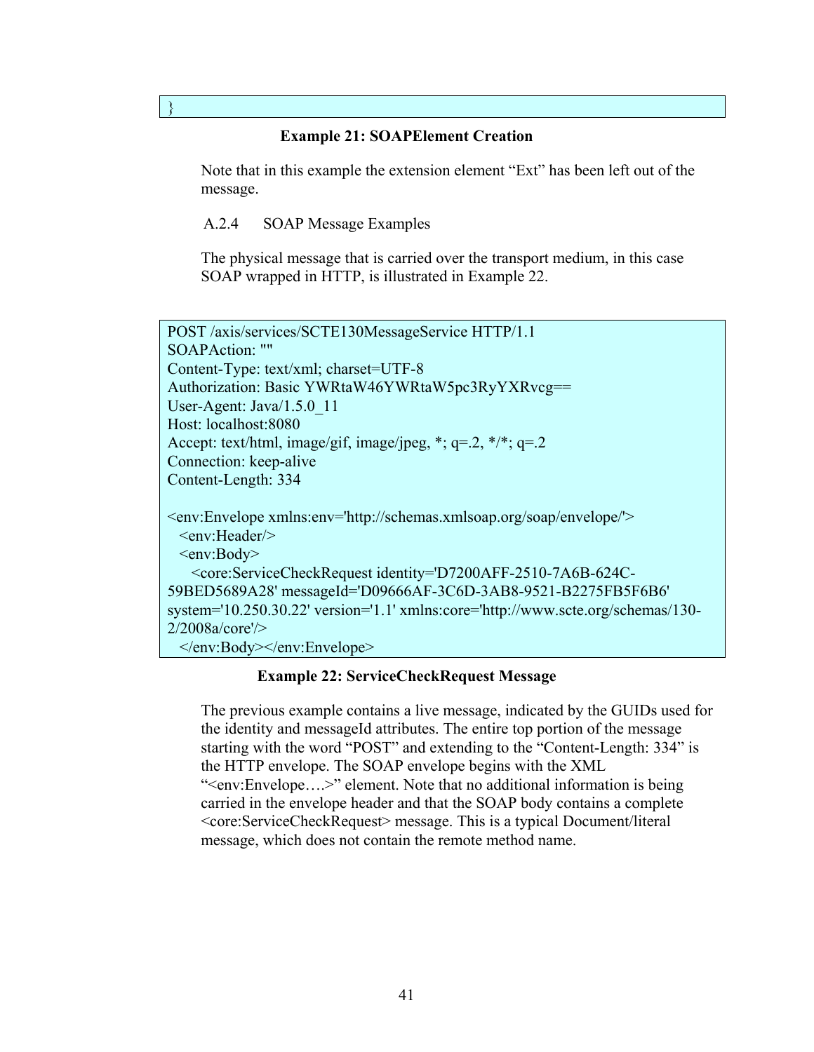```
}
```

**Example 21: SOAPElement Creation**

Note that in this example the extension element “Ext” has been left out of the message.

### A.2.4 SOAP Message Examples

The physical message that is carried over the transport medium, in this case SOAP wrapped in HTTP, is illustrated in Example 22.

```
POST /axis/services/SCTE130MessageService HTTP/1.1
SOAPAction: ""
Content-Type: text/xml; charset=UTF-8
Authorization: Basic YWRtaW46YWRtaW5pc3RyYXRvcg==
User-Agent: Java/1.5.0_11
Host: localhost:8080
Accept: text/html, image/gif, image/jpeg, *; q=.2, */*; q=.2
Connection: keep-alive
Content-Length: 334

<env:Envelope xmlns:env='http://schemas.xmlsoap.org/soap/envelope/'>
  <env:Header/>
  <env:Body>
    <core:ServiceCheckRequest identity='D7200AFF-2510-7A6B-624C-
59BED5689A28' messageId='D09666AF-3C6D-3AB8-9521-B2275FB5F6B6'
system='10.250.30.22' version='1.1' xmlns:core='http://www.scte.org/schemas/130-
2/2008a/core'/>
  </env:Body></env:Envelope>
```

**Example 22: ServiceCheckRequest Message**

The previous example contains a live message, indicated by the GUIDs used for the identity and messageId attributes. The entire top portion of the message starting with the word “POST” and extending to the “Content-Length: 334” is the HTTP envelope. The SOAP envelope begins with the XML “<env:Envelope….>” element. Note that no additional information is being carried in the envelope header and that the SOAP body contains a complete <core:ServiceCheckRequest> message. This is a typical Document/literal message, which does not contain the remote method name.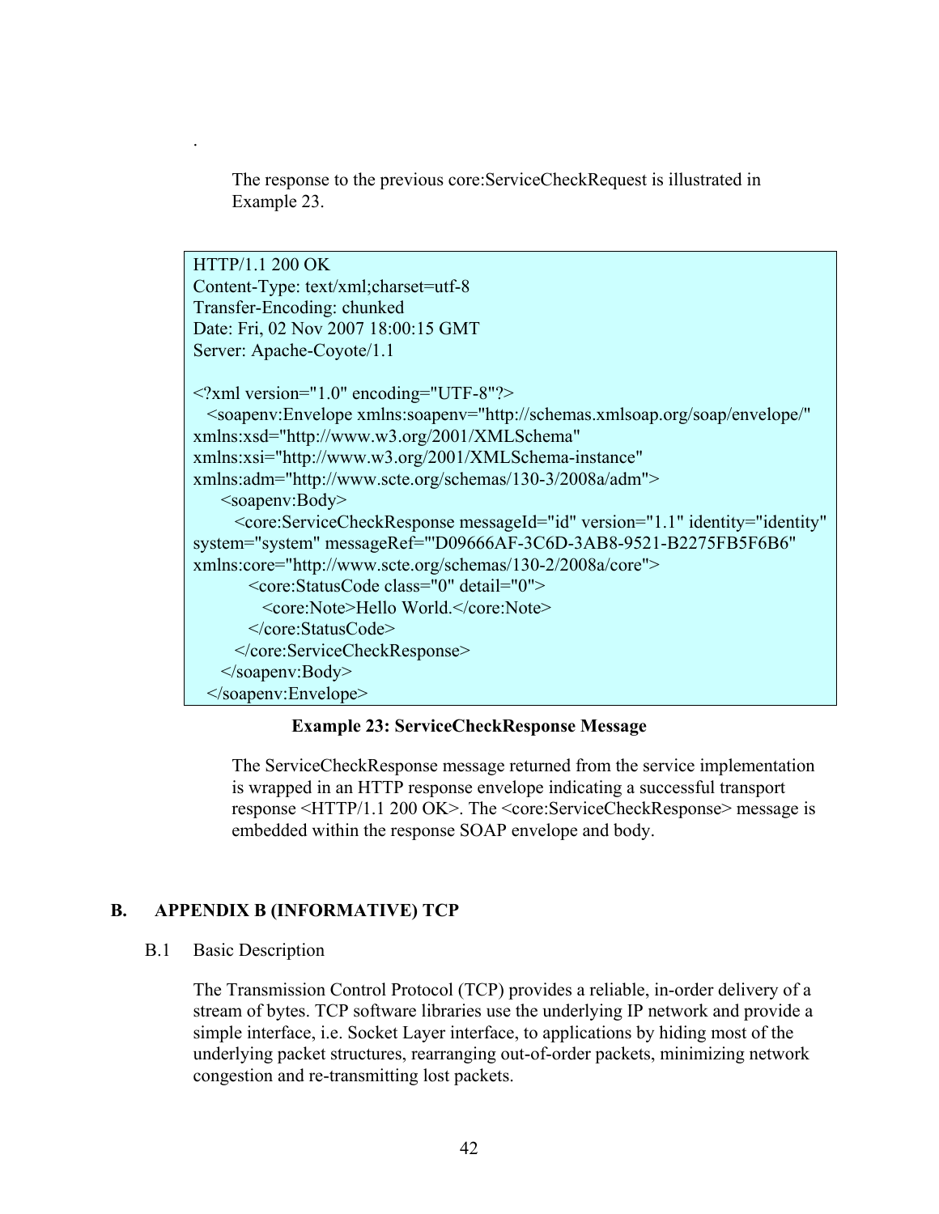.

The response to the previous core:ServiceCheckRequest is illustrated in Example 23.

```
HTTP/1.1 200 OK
Content-Type: text/xml;charset=utf-8
Transfer-Encoding: chunked
Date: Fri, 02 Nov 2007 18:00:15 GMT
Server: Apache-Coyote/1.1

<?xml version="1.0" encoding="UTF-8"?>
  <soapenv:Envelope xmlns:soapenv="http://schemas.xmlsoap.org/soap/envelope/"
xmlns:xsd="http://www.w3.org/2001/XMLSchema"
xmlns:xsi="http://www.w3.org/2001/XMLSchema-instance"
xmlns:adm="http://www.scte.org/schemas/130-3/2008a/adm">
    <soapenv:Body>
      <core:ServiceCheckResponse messageId="id" version="1.1" identity="identity"
system="system" messageRef="'D09666AF-3C6D-3AB8-9521-B2275FB5F6B6"
xmlns:core="http://www.scte.org/schemas/130-2/2008a/core">
        <core:StatusCode class="0" detail="0">
          <core:Note>Hello World.</core:Note>
        </core:StatusCode>
      </core:ServiceCheckResponse>
    </soapenv:Body>
  </soapenv:Envelope>
```

**Example 23: ServiceCheckResponse Message**

The ServiceCheckResponse message returned from the service implementation is wrapped in an HTTP response envelope indicating a successful transport response <HTTP/1.1 200 OK>. The <core:ServiceCheckResponse> message is embedded within the response SOAP envelope and body.

# B. APPENDIX B (INFORMATIVE) TCP

## B.1 Basic Description

The Transmission Control Protocol (TCP) provides a reliable, in-order delivery of a stream of bytes. TCP software libraries use the underlying IP network and provide a simple interface, i.e. Socket Layer interface, to applications by hiding most of the underlying packet structures, rearranging out-of-order packets, minimizing network congestion and re-transmitting lost packets.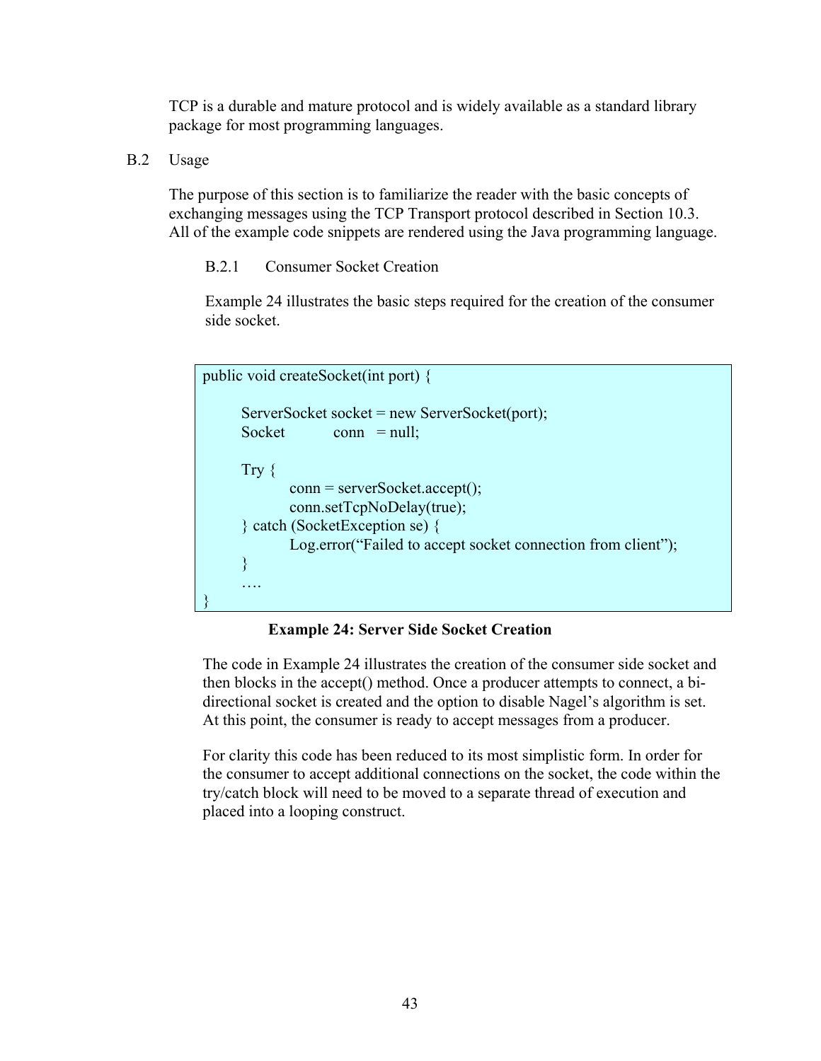TCP is a durable and mature protocol and is widely available as a standard library package for most programming languages.

## B.2 Usage

The purpose of this section is to familiarize the reader with the basic concepts of exchanging messages using the TCP Transport protocol described in Section 10.3. All of the example code snippets are rendered using the Java programming language.

### B.2.1 Consumer Socket Creation

Example 24 illustrates the basic steps required for the creation of the consumer side socket.

```
public void createSocket(int port) {

        ServerSocket socket = new ServerSocket(port);
        Socket          conn   = null;

        Try {
                conn = serverSocket.accept();
                conn.setTcpNoDelay(true);
        } catch (SocketException se) {
                Log.error("Failed to accept socket connection from client");
        }
        ….
}
```

**Example 24: Server Side Socket Creation**

The code in Example 24 illustrates the creation of the consumer side socket and then blocks in the accept() method. Once a producer attempts to connect, a bi-directional socket is created and the option to disable Nagel's algorithm is set. At this point, the consumer is ready to accept messages from a producer.

For clarity this code has been reduced to its most simplistic form. In order for the consumer to accept additional connections on the socket, the code within the try/catch block will need to be moved to a separate thread of execution and placed into a looping construct.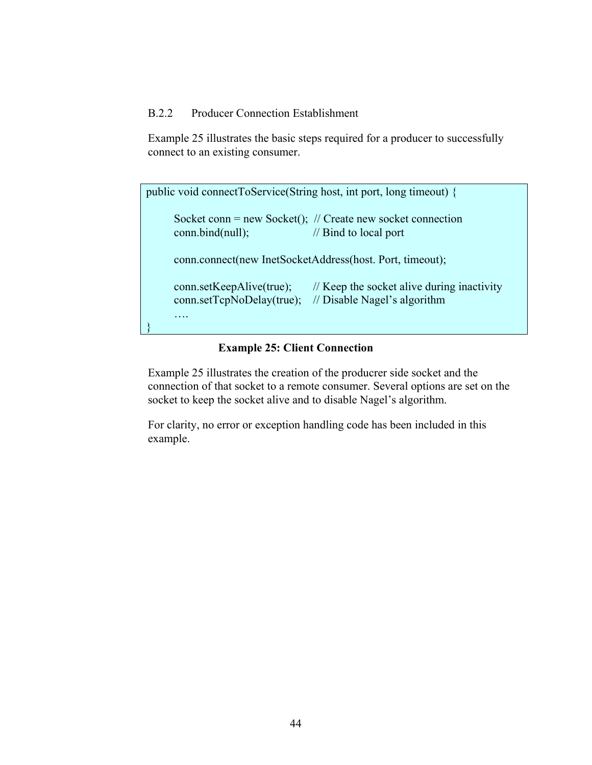### B.2.2 Producer Connection Establishment

Example 25 illustrates the basic steps required for a producer to successfully connect to an existing consumer.

```
public void connectToService(String host, int port, long timeout) {

        Socket conn = new Socket();  // Create new socket connection
        conn.bind(null);             // Bind to local port

        conn.connect(new InetSocketAddress(host. Port, timeout);

        conn.setKeepAlive(true);     // Keep the socket alive during inactivity
        conn.setTcpNoDelay(true);    // Disable Nagel's algorithm
        ….
}
```

**Example 25: Client Connection**

Example 25 illustrates the creation of the producrer side socket and the connection of that socket to a remote consumer. Several options are set on the socket to keep the socket alive and to disable Nagel's algorithm.

For clarity, no error or exception handling code has been included in this example.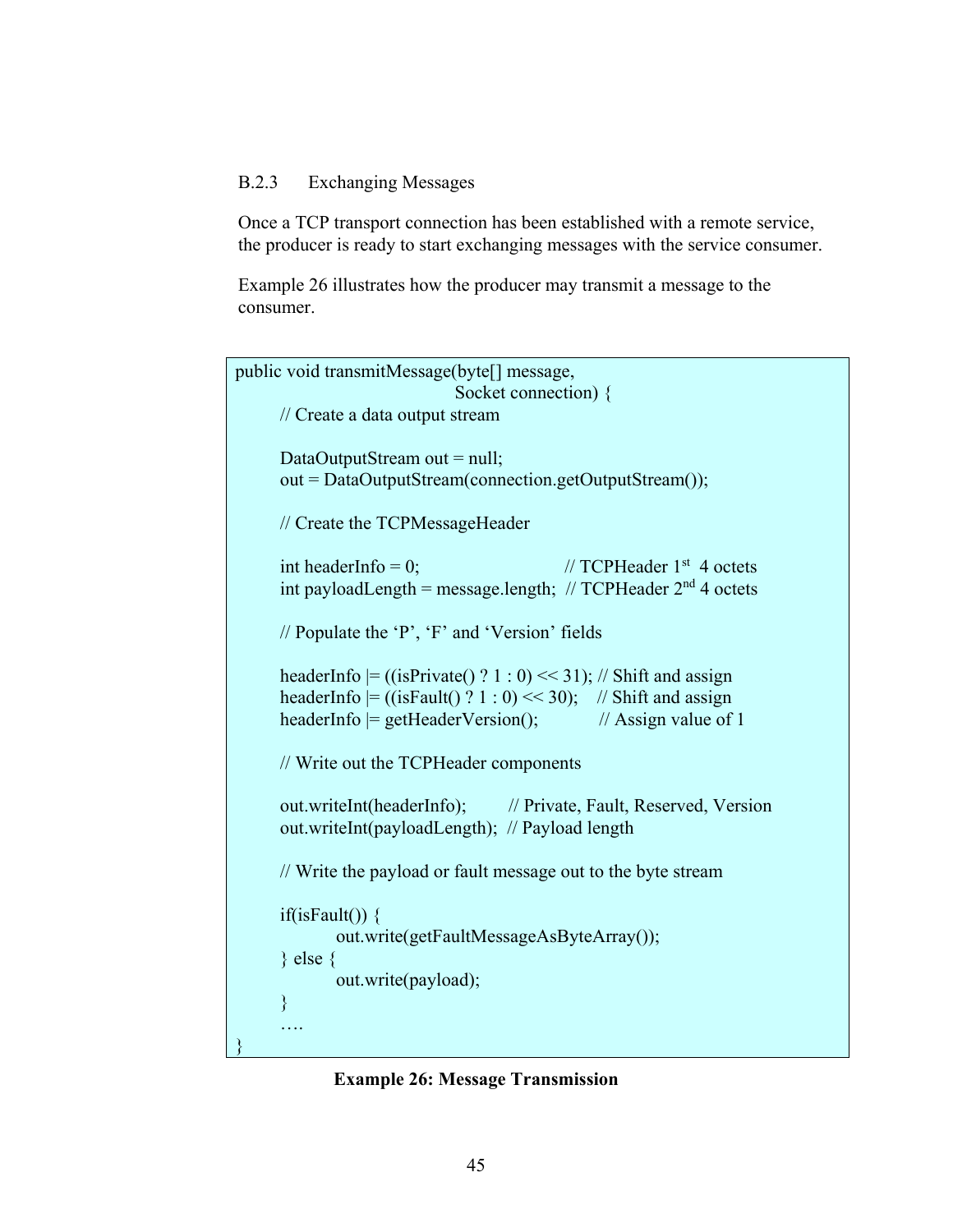### B.2.3 Exchanging Messages

Once a TCP transport connection has been established with a remote service, the producer is ready to start exchanging messages with the service consumer.

Example 26 illustrates how the producer may transmit a message to the consumer.

```
public void transmitMessage(byte[] message,
                                    Socket connection) {
        // Create a data output stream

        DataOutputStream out = null;
        out = DataOutputStream(connection.getOutputStream());

        // Create the TCPMessageHeader

        int headerInfo = 0;                        // TCPHeader 1st  4 octets
        int payloadLength = message.length;  // TCPHeader 2nd 4 octets

        // Populate the 'P', 'F' and 'Version' fields

        headerInfo |= ((isPrivate() ? 1 : 0) << 31); // Shift and assign
        headerInfo |= ((isFault() ? 1 : 0) << 30);    // Shift and assign
        headerInfo |= getHeaderVersion();             // Assign value of 1

        // Write out the TCPHeader components

        out.writeInt(headerInfo);        // Private, Fault, Reserved, Version
        out.writeInt(payloadLength);  // Payload length

        // Write the payload or fault message out to the byte stream

        if(isFault()) {
                out.write(getFaultMessageAsByteArray());
        } else {
                out.write(payload);
        }
        ….
}
```

**Example 26: Message Transmission**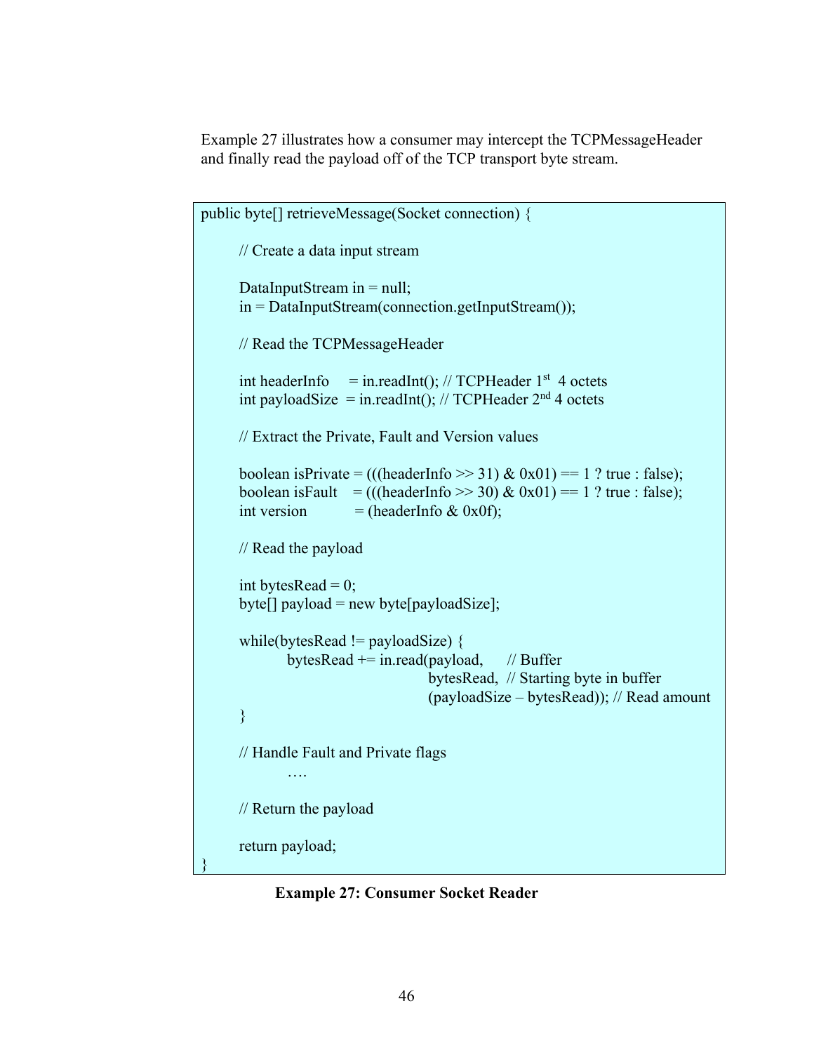Example 27 illustrates how a consumer may intercept the TCPMessageHeader and finally read the payload off of the TCP transport byte stream.

```
public byte[] retrieveMessage(Socket connection) {

        // Create a data input stream

        DataInputStream in = null;
        in = DataInputStream(connection.getInputStream());

        // Read the TCPMessageHeader

        int headerInfo     = in.readInt(); // TCPHeader 1st  4 octets
        int payloadSize  = in.readInt(); // TCPHeader 2nd 4 octets

        // Extract the Private, Fault and Version values

        boolean isPrivate = (((headerInfo >> 31) & 0x01) == 1 ? true : false);
        boolean isFault    = (((headerInfo >> 30) & 0x01) == 1 ? true : false);
        int version          = (headerInfo & 0x0f);

        // Read the payload

        int bytesRead = 0;
        byte[] payload = new byte[payloadSize];

        while(bytesRead != payloadSize) {
                bytesRead += in.read(payload,      // Buffer
                                          bytesRead,  // Starting byte in buffer
                                          (payloadSize – bytesRead)); // Read amount
        }

        // Handle Fault and Private flags
                ….

        // Return the payload

        return payload;
}
```

**Example 27: Consumer Socket Reader**